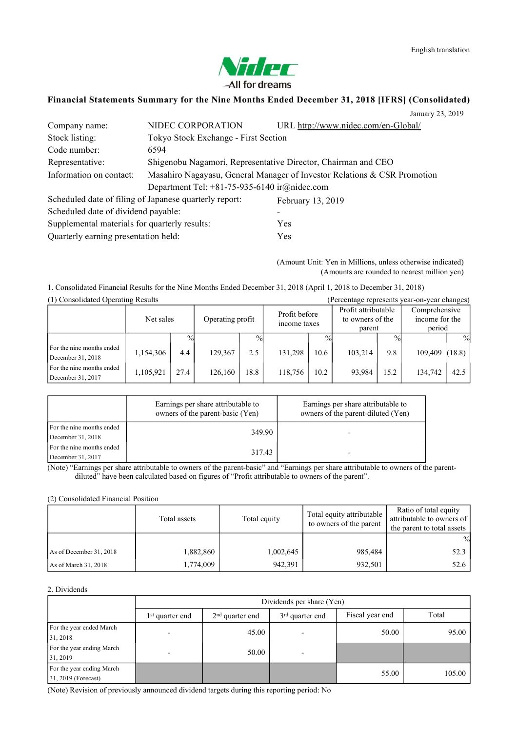English translation

Nidec
All for dreams

# Financial Statements Summary for the Nine Months Ended December 31, 2018 [IFRS] (Consolidated)

January 23, 2019

| | | |
|---|---|---|
| Company name: | NIDEC CORPORATION | URL http://www.nidec.com/en-Global/ |
| Stock listing: | Tokyo Stock Exchange - First Section | |
| Code number: | 6594 | |
| Representative: | Shigenobu Nagamori, Representative Director, Chairman and CEO | |
| Information on contact: | Masahiro Nagayasu, General Manager of Investor Relations & CSR Promotion Department Tel: +81-75-935-6140 ir@nidec.com | |

Scheduled date of filing of Japanese quarterly report: February 13, 2019
Scheduled date of dividend payable: -
Supplemental materials for quarterly results: Yes
Quarterly earning presentation held: Yes

(Amount Unit: Yen in Millions, unless otherwise indicated)
(Amounts are rounded to nearest million yen)

1. Consolidated Financial Results for the Nine Months Ended December 31, 2018 (April 1, 2018 to December 31, 2018)

(1) Consolidated Operating Results (Percentage represents year-on-year changes)

| | Net sales | % | Operating profit | % | Profit before income taxes | % | Profit attributable to owners of the parent | % | Comprehensive income for the period | % |
|---|---|---|---|---|---|---|---|---|---|---|
| For the nine months ended December 31, 2018 | 1,154,306 | 4.4 | 129,367 | 2.5 | 131,298 | 10.6 | 103,214 | 9.8 | 109,409 | (18.8) |
| For the nine months ended December 31, 2017 | 1,105,921 | 27.4 | 126,160 | 18.8 | 118,756 | 10.2 | 93,984 | 15.2 | 134,742 | 42.5 |

| | Earnings per share attributable to owners of the parent-basic (Yen) | Earnings per share attributable to owners of the parent-diluted (Yen) |
|---|---|---|
| For the nine months ended December 31, 2018 | 349.90 | - |
| For the nine months ended December 31, 2017 | 317.43 | - |

(Note) "Earnings per share attributable to owners of the parent-basic" and "Earnings per share attributable to owners of the parent-diluted" have been calculated based on figures of "Profit attributable to owners of the parent".

(2) Consolidated Financial Position

| | Total assets | Total equity | Total equity attributable to owners of the parent | Ratio of total equity attributable to owners of the parent to total assets (%) |
|---|---|---|---|---|
| As of December 31, 2018 | 1,882,860 | 1,002,645 | 985,484 | 52.3 |
| As of March 31, 2018 | 1,774,009 | 942,391 | 932,501 | 52.6 |

2. Dividends

| | Dividends per share (Yen) | | | | |
|---|---|---|---|---|---|
| | 1st quarter end | 2nd quarter end | 3rd quarter end | Fiscal year end | Total |
| For the year ended March 31, 2018 | - | 45.00 | - | 50.00 | 95.00 |
| For the year ending March 31, 2019 | - | 50.00 | - | | |
| For the year ending March 31, 2019 (Forecast) | | | | 55.00 | 105.00 |

(Note) Revision of previously announced dividend targets during this reporting period: No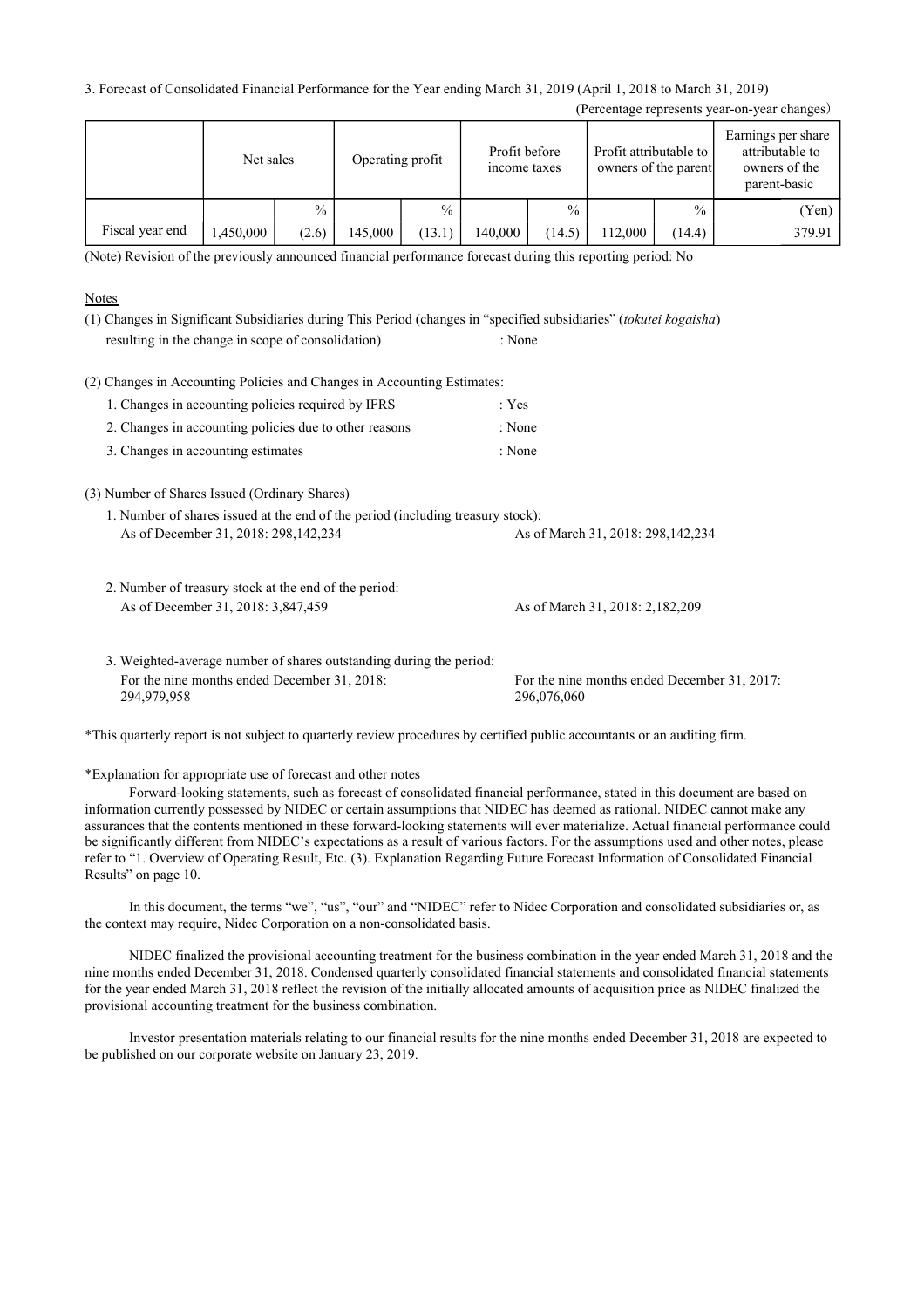3. Forecast of Consolidated Financial Performance for the Year ending March 31, 2019 (April 1, 2018 to March 31, 2019)

(Percentage represents year-on-year changes)

| | Net sales | | Operating profit | | Profit before income taxes | | Profit attributable to owners of the parent | | Earnings per share attributable to owners of the parent-basic |
|---|---|---|---|---|---|---|---|---|---|
| | | % | | % | | % | | % | (Yen) |
| Fiscal year end | 1,450,000 | (2.6) | 145,000 | (13.1) | 140,000 | (14.5) | 112,000 | (14.4) | 379.91 |

(Note) Revision of the previously announced financial performance forecast during this reporting period: No

Notes

(1) Changes in Significant Subsidiaries during This Period (changes in "specified subsidiaries" (*tokutei kogaisha*) resulting in the change in scope of consolidation) : None

(2) Changes in Accounting Policies and Changes in Accounting Estimates:

1. Changes in accounting policies required by IFRS : Yes
2. Changes in accounting policies due to other reasons : None
3. Changes in accounting estimates : None

(3) Number of Shares Issued (Ordinary Shares)

1. Number of shares issued at the end of the period (including treasury stock):
   As of December 31, 2018: 298,142,234 As of March 31, 2018: 298,142,234

2. Number of treasury stock at the end of the period:
   As of December 31, 2018: 3,847,459 As of March 31, 2018: 2,182,209

3. Weighted-average number of shares outstanding during the period:
   For the nine months ended December 31, 2018: 294,979,958 For the nine months ended December 31, 2017: 296,076,060

*This quarterly report is not subject to quarterly review procedures by certified public accountants or an auditing firm.

*Explanation for appropriate use of forecast and other notes

Forward-looking statements, such as forecast of consolidated financial performance, stated in this document are based on information currently possessed by NIDEC or certain assumptions that NIDEC has deemed as rational. NIDEC cannot make any assurances that the contents mentioned in these forward-looking statements will ever materialize. Actual financial performance could be significantly different from NIDEC's expectations as a result of various factors. For the assumptions used and other notes, please refer to "1. Overview of Operating Result, Etc. (3). Explanation Regarding Future Forecast Information of Consolidated Financial Results" on page 10.

In this document, the terms "we", "us", "our" and "NIDEC" refer to Nidec Corporation and consolidated subsidiaries or, as the context may require, Nidec Corporation on a non-consolidated basis.

NIDEC finalized the provisional accounting treatment for the business combination in the year ended March 31, 2018 and the nine months ended December 31, 2018. Condensed quarterly consolidated financial statements and consolidated financial statements for the year ended March 31, 2018 reflect the revision of the initially allocated amounts of acquisition price as NIDEC finalized the provisional accounting treatment for the business combination.

Investor presentation materials relating to our financial results for the nine months ended December 31, 2018 are expected to be published on our corporate website on January 23, 2019.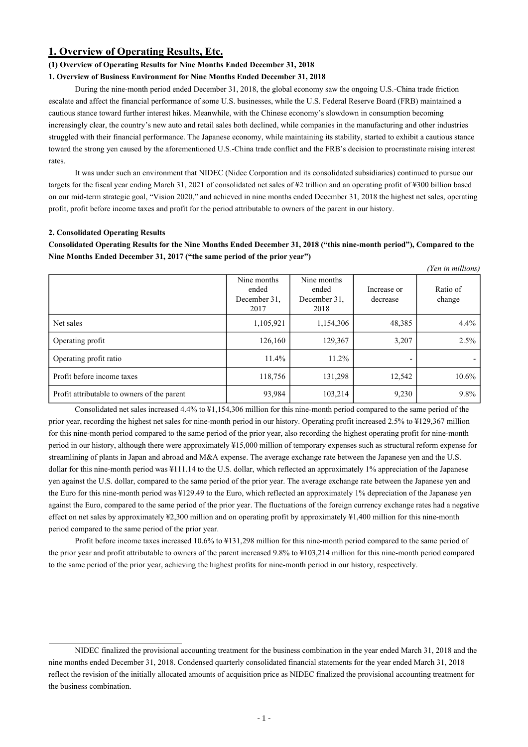# 1. Overview of Operating Results, Etc.

### (1) Overview of Operating Results for Nine Months Ended December 31, 2018

#### 1. Overview of Business Environment for Nine Months Ended December 31, 2018

During the nine-month period ended December 31, 2018, the global economy saw the ongoing U.S.-China trade friction escalate and affect the financial performance of some U.S. businesses, while the U.S. Federal Reserve Board (FRB) maintained a cautious stance toward further interest hikes. Meanwhile, with the Chinese economy's slowdown in consumption becoming increasingly clear, the country's new auto and retail sales both declined, while companies in the manufacturing and other industries struggled with their financial performance. The Japanese economy, while maintaining its stability, started to exhibit a cautious stance toward the strong yen caused by the aforementioned U.S.-China trade conflict and the FRB's decision to procrastinate raising interest rates.

It was under such an environment that NIDEC (Nidec Corporation and its consolidated subsidiaries) continued to pursue our targets for the fiscal year ending March 31, 2021 of consolidated net sales of ¥2 trillion and an operating profit of ¥300 billion based on our mid-term strategic goal, "Vision 2020," and achieved in nine months ended December 31, 2018 the highest net sales, operating profit, profit before income taxes and profit for the period attributable to owners of the parent in our history.

#### 2. Consolidated Operating Results

**Consolidated Operating Results for the Nine Months Ended December 31, 2018 ("this nine-month period"), Compared to the Nine Months Ended December 31, 2017 ("the same period of the prior year")**

*(Yen in millions)*

| | Nine months ended December 31, 2017 | Nine months ended December 31, 2018 | Increase or decrease | Ratio of change |
|---|---|---|---|---|
| Net sales | 1,105,921 | 1,154,306 | 48,385 | 4.4% |
| Operating profit | 126,160 | 129,367 | 3,207 | 2.5% |
| Operating profit ratio | 11.4% | 11.2% | - | - |
| Profit before income taxes | 118,756 | 131,298 | 12,542 | 10.6% |
| Profit attributable to owners of the parent | 93,984 | 103,214 | 9,230 | 9.8% |

Consolidated net sales increased 4.4% to ¥1,154,306 million for this nine-month period compared to the same period of the prior year, recording the highest net sales for nine-month period in our history. Operating profit increased 2.5% to ¥129,367 million for this nine-month period compared to the same period of the prior year, also recording the highest operating profit for nine-month period in our history, although there were approximately ¥15,000 million of temporary expenses such as structural reform expense for streamlining of plants in Japan and abroad and M&A expense. The average exchange rate between the Japanese yen and the U.S. dollar for this nine-month period was ¥111.14 to the U.S. dollar, which reflected an approximately 1% appreciation of the Japanese yen against the U.S. dollar, compared to the same period of the prior year. The average exchange rate between the Japanese yen and the Euro for this nine-month period was ¥129.49 to the Euro, which reflected an approximately 1% depreciation of the Japanese yen against the Euro, compared to the same period of the prior year. The fluctuations of the foreign currency exchange rates had a negative effect on net sales by approximately ¥2,300 million and on operating profit by approximately ¥1,400 million for this nine-month period compared to the same period of the prior year.

Profit before income taxes increased 10.6% to ¥131,298 million for this nine-month period compared to the same period of the prior year and profit attributable to owners of the parent increased 9.8% to ¥103,214 million for this nine-month period compared to the same period of the prior year, achieving the highest profits for nine-month period in our history, respectively.

---

NIDEC finalized the provisional accounting treatment for the business combination in the year ended March 31, 2018 and the nine months ended December 31, 2018. Condensed quarterly consolidated financial statements for the year ended March 31, 2018 reflect the revision of the initially allocated amounts of acquisition price as NIDEC finalized the provisional accounting treatment for the business combination.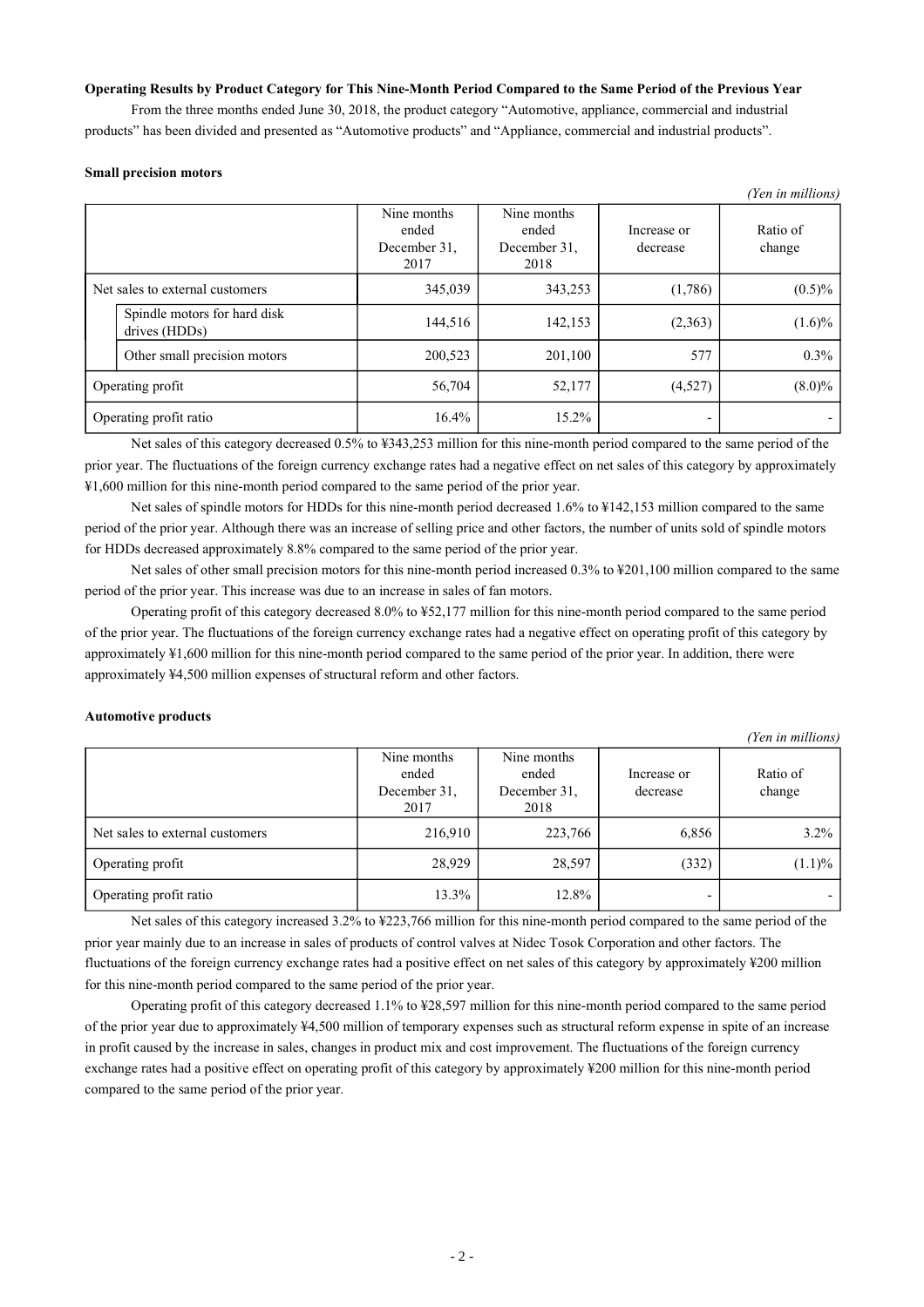**Operating Results by Product Category for This Nine-Month Period Compared to the Same Period of the Previous Year**

From the three months ended June 30, 2018, the product category "Automotive, appliance, commercial and industrial products" has been divided and presented as "Automotive products" and "Appliance, commercial and industrial products".

**Small precision motors**

*(Yen in millions)*

| | Nine months ended December 31, 2017 | Nine months ended December 31, 2018 | Increase or decrease | Ratio of change |
|---|---|---|---|---|
| Net sales to external customers | 345,039 | 343,253 | (1,786) | (0.5)% |
| Spindle motors for hard disk drives (HDDs) | 144,516 | 142,153 | (2,363) | (1.6)% |
| Other small precision motors | 200,523 | 201,100 | 577 | 0.3% |
| Operating profit | 56,704 | 52,177 | (4,527) | (8.0)% |
| Operating profit ratio | 16.4% | 15.2% | - | - |

Net sales of this category decreased 0.5% to ¥343,253 million for this nine-month period compared to the same period of the prior year. The fluctuations of the foreign currency exchange rates had a negative effect on net sales of this category by approximately ¥1,600 million for this nine-month period compared to the same period of the prior year.

Net sales of spindle motors for HDDs for this nine-month period decreased 1.6% to ¥142,153 million compared to the same period of the prior year. Although there was an increase of selling price and other factors, the number of units sold of spindle motors for HDDs decreased approximately 8.8% compared to the same period of the prior year.

Net sales of other small precision motors for this nine-month period increased 0.3% to ¥201,100 million compared to the same period of the prior year. This increase was due to an increase in sales of fan motors.

Operating profit of this category decreased 8.0% to ¥52,177 million for this nine-month period compared to the same period of the prior year. The fluctuations of the foreign currency exchange rates had a negative effect on operating profit of this category by approximately ¥1,600 million for this nine-month period compared to the same period of the prior year. In addition, there were approximately ¥4,500 million expenses of structural reform and other factors.

**Automotive products**

*(Yen in millions)*

| | Nine months ended December 31, 2017 | Nine months ended December 31, 2018 | Increase or decrease | Ratio of change |
|---|---|---|---|---|
| Net sales to external customers | 216,910 | 223,766 | 6,856 | 3.2% |
| Operating profit | 28,929 | 28,597 | (332) | (1.1)% |
| Operating profit ratio | 13.3% | 12.8% | - | - |

Net sales of this category increased 3.2% to ¥223,766 million for this nine-month period compared to the same period of the prior year mainly due to an increase in sales of products of control valves at Nidec Tosok Corporation and other factors. The fluctuations of the foreign currency exchange rates had a positive effect on net sales of this category by approximately ¥200 million for this nine-month period compared to the same period of the prior year.

Operating profit of this category decreased 1.1% to ¥28,597 million for this nine-month period compared to the same period of the prior year due to approximately ¥4,500 million of temporary expenses such as structural reform expense in spite of an increase in profit caused by the increase in sales, changes in product mix and cost improvement. The fluctuations of the foreign currency exchange rates had a positive effect on operating profit of this category by approximately ¥200 million for this nine-month period compared to the same period of the prior year.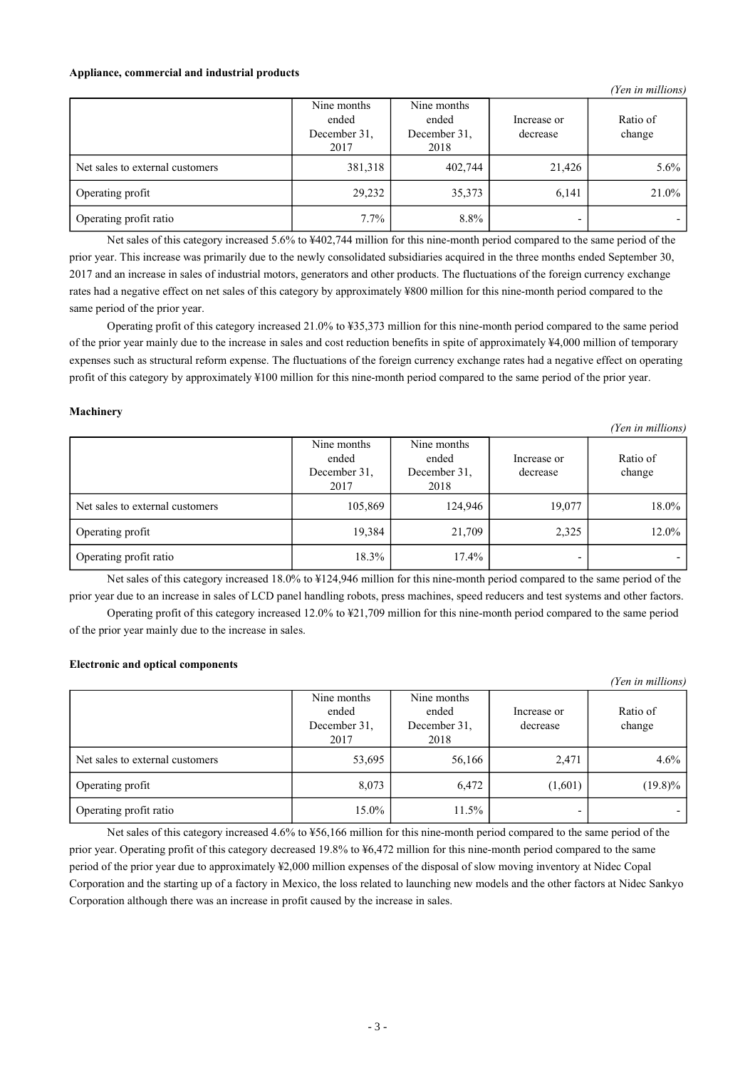**Appliance, commercial and industrial products**

*(Yen in millions)*

| | Nine months ended December 31, 2017 | Nine months ended December 31, 2018 | Increase or decrease | Ratio of change |
|---|---|---|---|---|
| Net sales to external customers | 381,318 | 402,744 | 21,426 | 5.6% |
| Operating profit | 29,232 | 35,373 | 6,141 | 21.0% |
| Operating profit ratio | 7.7% | 8.8% | - | - |

Net sales of this category increased 5.6% to ¥402,744 million for this nine-month period compared to the same period of the prior year. This increase was primarily due to the newly consolidated subsidiaries acquired in the three months ended September 30, 2017 and an increase in sales of industrial motors, generators and other products. The fluctuations of the foreign currency exchange rates had a negative effect on net sales of this category by approximately ¥800 million for this nine-month period compared to the same period of the prior year.

Operating profit of this category increased 21.0% to ¥35,373 million for this nine-month period compared to the same period of the prior year mainly due to the increase in sales and cost reduction benefits in spite of approximately ¥4,000 million of temporary expenses such as structural reform expense. The fluctuations of the foreign currency exchange rates had a negative effect on operating profit of this category by approximately ¥100 million for this nine-month period compared to the same period of the prior year.

**Machinery**

*(Yen in millions)*

| | Nine months ended December 31, 2017 | Nine months ended December 31, 2018 | Increase or decrease | Ratio of change |
|---|---|---|---|---|
| Net sales to external customers | 105,869 | 124,946 | 19,077 | 18.0% |
| Operating profit | 19,384 | 21,709 | 2,325 | 12.0% |
| Operating profit ratio | 18.3% | 17.4% | - | - |

Net sales of this category increased 18.0% to ¥124,946 million for this nine-month period compared to the same period of the prior year due to an increase in sales of LCD panel handling robots, press machines, speed reducers and test systems and other factors.

Operating profit of this category increased 12.0% to ¥21,709 million for this nine-month period compared to the same period of the prior year mainly due to the increase in sales.

**Electronic and optical components**

*(Yen in millions)*

| | Nine months ended December 31, 2017 | Nine months ended December 31, 2018 | Increase or decrease | Ratio of change |
|---|---|---|---|---|
| Net sales to external customers | 53,695 | 56,166 | 2,471 | 4.6% |
| Operating profit | 8,073 | 6,472 | (1,601) | (19.8)% |
| Operating profit ratio | 15.0% | 11.5% | - | - |

Net sales of this category increased 4.6% to ¥56,166 million for this nine-month period compared to the same period of the prior year. Operating profit of this category decreased 19.8% to ¥6,472 million for this nine-month period compared to the same period of the prior year due to approximately ¥2,000 million expenses of the disposal of slow moving inventory at Nidec Copal Corporation and the starting up of a factory in Mexico, the loss related to launching new models and the other factors at Nidec Sankyo Corporation although there was an increase in profit caused by the increase in sales.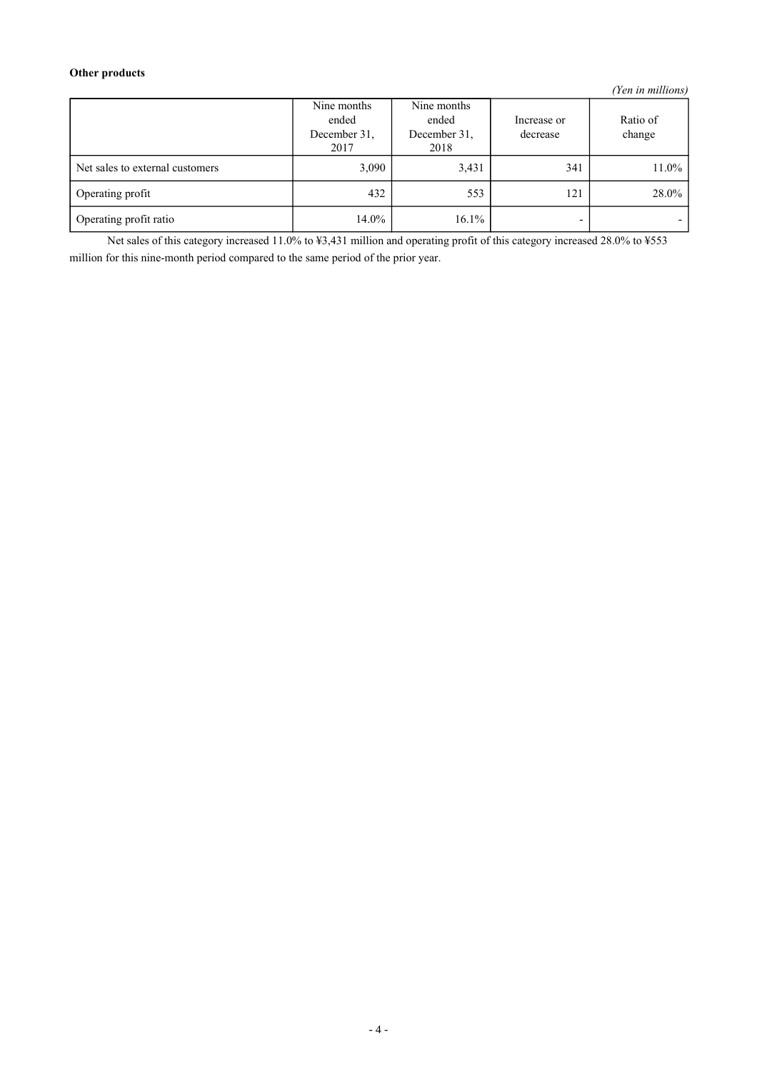**Other products**

*(Yen in millions)*

| | Nine months ended December 31, 2017 | Nine months ended December 31, 2018 | Increase or decrease | Ratio of change |
|---|---|---|---|---|
| Net sales to external customers | 3,090 | 3,431 | 341 | 11.0% |
| Operating profit | 432 | 553 | 121 | 28.0% |
| Operating profit ratio | 14.0% | 16.1% | - | - |

Net sales of this category increased 11.0% to ¥3,431 million and operating profit of this category increased 28.0% to ¥553 million for this nine-month period compared to the same period of the prior year.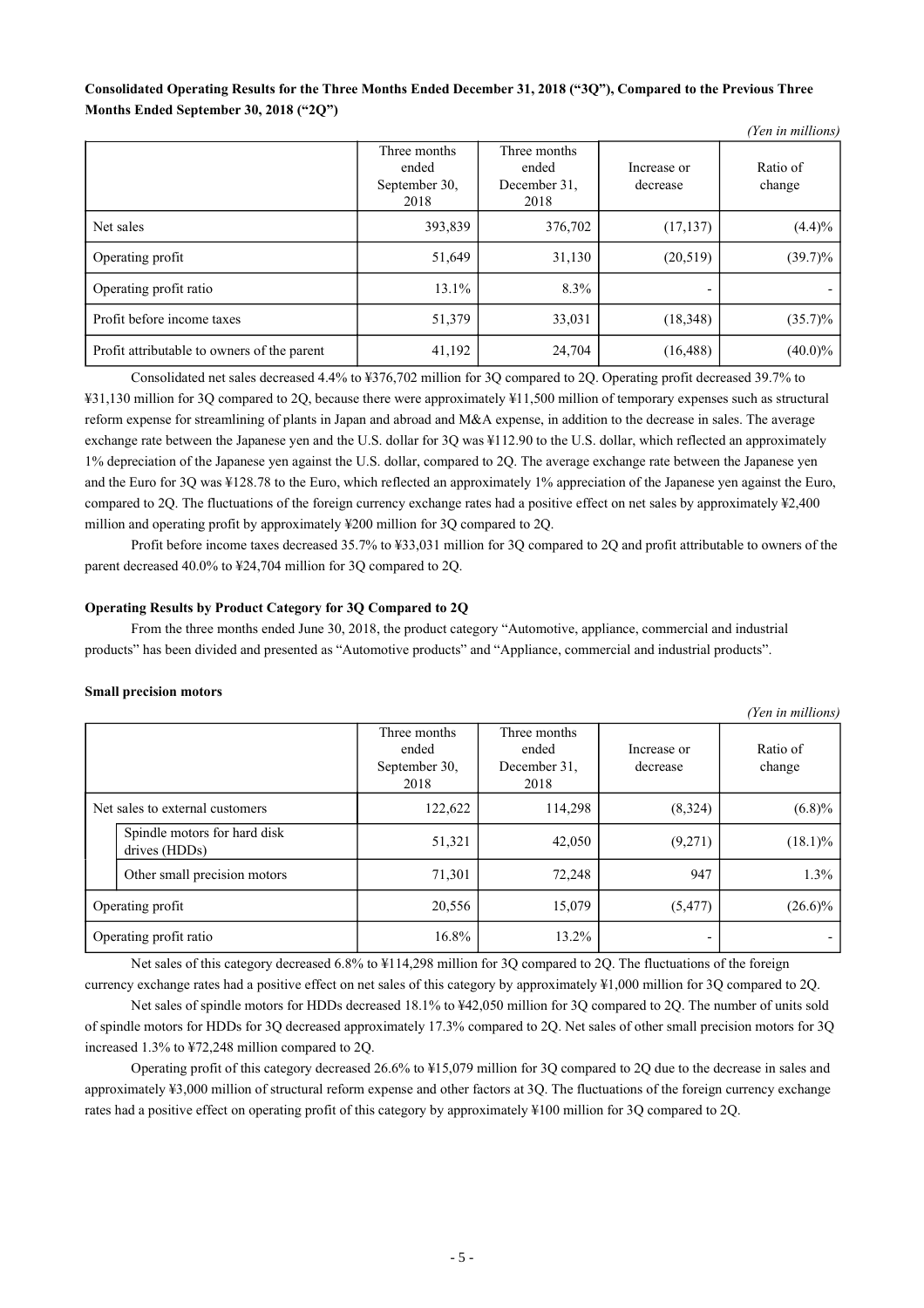**Consolidated Operating Results for the Three Months Ended December 31, 2018 (“3Q”), Compared to the Previous Three Months Ended September 30, 2018 (“2Q”)**

*(Yen in millions)*

| | Three months ended September 30, 2018 | Three months ended December 31, 2018 | Increase or decrease | Ratio of change |
|---|---|---|---|---|
| Net sales | 393,839 | 376,702 | (17,137) | (4.4)% |
| Operating profit | 51,649 | 31,130 | (20,519) | (39.7)% |
| Operating profit ratio | 13.1% | 8.3% | - | - |
| Profit before income taxes | 51,379 | 33,031 | (18,348) | (35.7)% |
| Profit attributable to owners of the parent | 41,192 | 24,704 | (16,488) | (40.0)% |

Consolidated net sales decreased 4.4% to ¥376,702 million for 3Q compared to 2Q. Operating profit decreased 39.7% to ¥31,130 million for 3Q compared to 2Q, because there were approximately ¥11,500 million of temporary expenses such as structural reform expense for streamlining of plants in Japan and abroad and M&A expense, in addition to the decrease in sales. The average exchange rate between the Japanese yen and the U.S. dollar for 3Q was ¥112.90 to the U.S. dollar, which reflected an approximately 1% depreciation of the Japanese yen against the U.S. dollar, compared to 2Q. The average exchange rate between the Japanese yen and the Euro for 3Q was ¥128.78 to the Euro, which reflected an approximately 1% appreciation of the Japanese yen against the Euro, compared to 2Q. The fluctuations of the foreign currency exchange rates had a positive effect on net sales by approximately ¥2,400 million and operating profit by approximately ¥200 million for 3Q compared to 2Q.

Profit before income taxes decreased 35.7% to ¥33,031 million for 3Q compared to 2Q and profit attributable to owners of the parent decreased 40.0% to ¥24,704 million for 3Q compared to 2Q.

**Operating Results by Product Category for 3Q Compared to 2Q**

From the three months ended June 30, 2018, the product category “Automotive, appliance, commercial and industrial products” has been divided and presented as “Automotive products” and “Appliance, commercial and industrial products”.

**Small precision motors**

*(Yen in millions)*

| | Three months ended September 30, 2018 | Three months ended December 31, 2018 | Increase or decrease | Ratio of change |
|---|---|---|---|---|
| Net sales to external customers | 122,622 | 114,298 | (8,324) | (6.8)% |
| Spindle motors for hard disk drives (HDDs) | 51,321 | 42,050 | (9,271) | (18.1)% |
| Other small precision motors | 71,301 | 72,248 | 947 | 1.3% |
| Operating profit | 20,556 | 15,079 | (5,477) | (26.6)% |
| Operating profit ratio | 16.8% | 13.2% | - | - |

Net sales of this category decreased 6.8% to ¥114,298 million for 3Q compared to 2Q. The fluctuations of the foreign currency exchange rates had a positive effect on net sales of this category by approximately ¥1,000 million for 3Q compared to 2Q.

Net sales of spindle motors for HDDs decreased 18.1% to ¥42,050 million for 3Q compared to 2Q. The number of units sold of spindle motors for HDDs for 3Q decreased approximately 17.3% compared to 2Q. Net sales of other small precision motors for 3Q increased 1.3% to ¥72,248 million compared to 2Q.

Operating profit of this category decreased 26.6% to ¥15,079 million for 3Q compared to 2Q due to the decrease in sales and approximately ¥3,000 million of structural reform expense and other factors at 3Q. The fluctuations of the foreign currency exchange rates had a positive effect on operating profit of this category by approximately ¥100 million for 3Q compared to 2Q.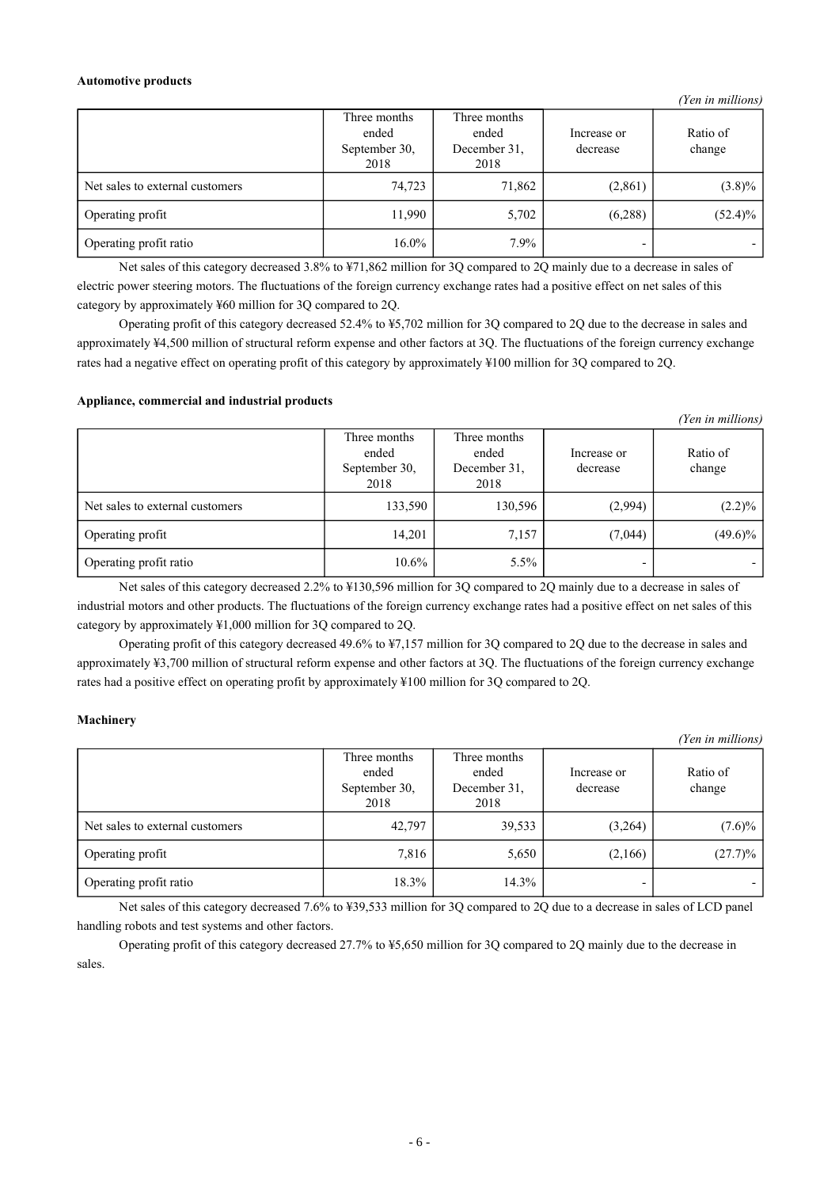**Automotive products**

*(Yen in millions)*

| | Three months ended September 30, 2018 | Three months ended December 31, 2018 | Increase or decrease | Ratio of change |
|---|---|---|---|---|
| Net sales to external customers | 74,723 | 71,862 | (2,861) | (3.8)% |
| Operating profit | 11,990 | 5,702 | (6,288) | (52.4)% |
| Operating profit ratio | 16.0% | 7.9% | - | - |

Net sales of this category decreased 3.8% to ¥71,862 million for 3Q compared to 2Q mainly due to a decrease in sales of electric power steering motors. The fluctuations of the foreign currency exchange rates had a positive effect on net sales of this category by approximately ¥60 million for 3Q compared to 2Q.

Operating profit of this category decreased 52.4% to ¥5,702 million for 3Q compared to 2Q due to the decrease in sales and approximately ¥4,500 million of structural reform expense and other factors at 3Q. The fluctuations of the foreign currency exchange rates had a negative effect on operating profit of this category by approximately ¥100 million for 3Q compared to 2Q.

**Appliance, commercial and industrial products**

*(Yen in millions)*

| | Three months ended September 30, 2018 | Three months ended December 31, 2018 | Increase or decrease | Ratio of change |
|---|---|---|---|---|
| Net sales to external customers | 133,590 | 130,596 | (2,994) | (2.2)% |
| Operating profit | 14,201 | 7,157 | (7,044) | (49.6)% |
| Operating profit ratio | 10.6% | 5.5% | - | - |

Net sales of this category decreased 2.2% to ¥130,596 million for 3Q compared to 2Q mainly due to a decrease in sales of industrial motors and other products. The fluctuations of the foreign currency exchange rates had a positive effect on net sales of this category by approximately ¥1,000 million for 3Q compared to 2Q.

Operating profit of this category decreased 49.6% to ¥7,157 million for 3Q compared to 2Q due to the decrease in sales and approximately ¥3,700 million of structural reform expense and other factors at 3Q. The fluctuations of the foreign currency exchange rates had a positive effect on operating profit by approximately ¥100 million for 3Q compared to 2Q.

**Machinery**

*(Yen in millions)*

| | Three months ended September 30, 2018 | Three months ended December 31, 2018 | Increase or decrease | Ratio of change |
|---|---|---|---|---|
| Net sales to external customers | 42,797 | 39,533 | (3,264) | (7.6)% |
| Operating profit | 7,816 | 5,650 | (2,166) | (27.7)% |
| Operating profit ratio | 18.3% | 14.3% | - | - |

Net sales of this category decreased 7.6% to ¥39,533 million for 3Q compared to 2Q due to a decrease in sales of LCD panel handling robots and test systems and other factors.

Operating profit of this category decreased 27.7% to ¥5,650 million for 3Q compared to 2Q mainly due to the decrease in sales.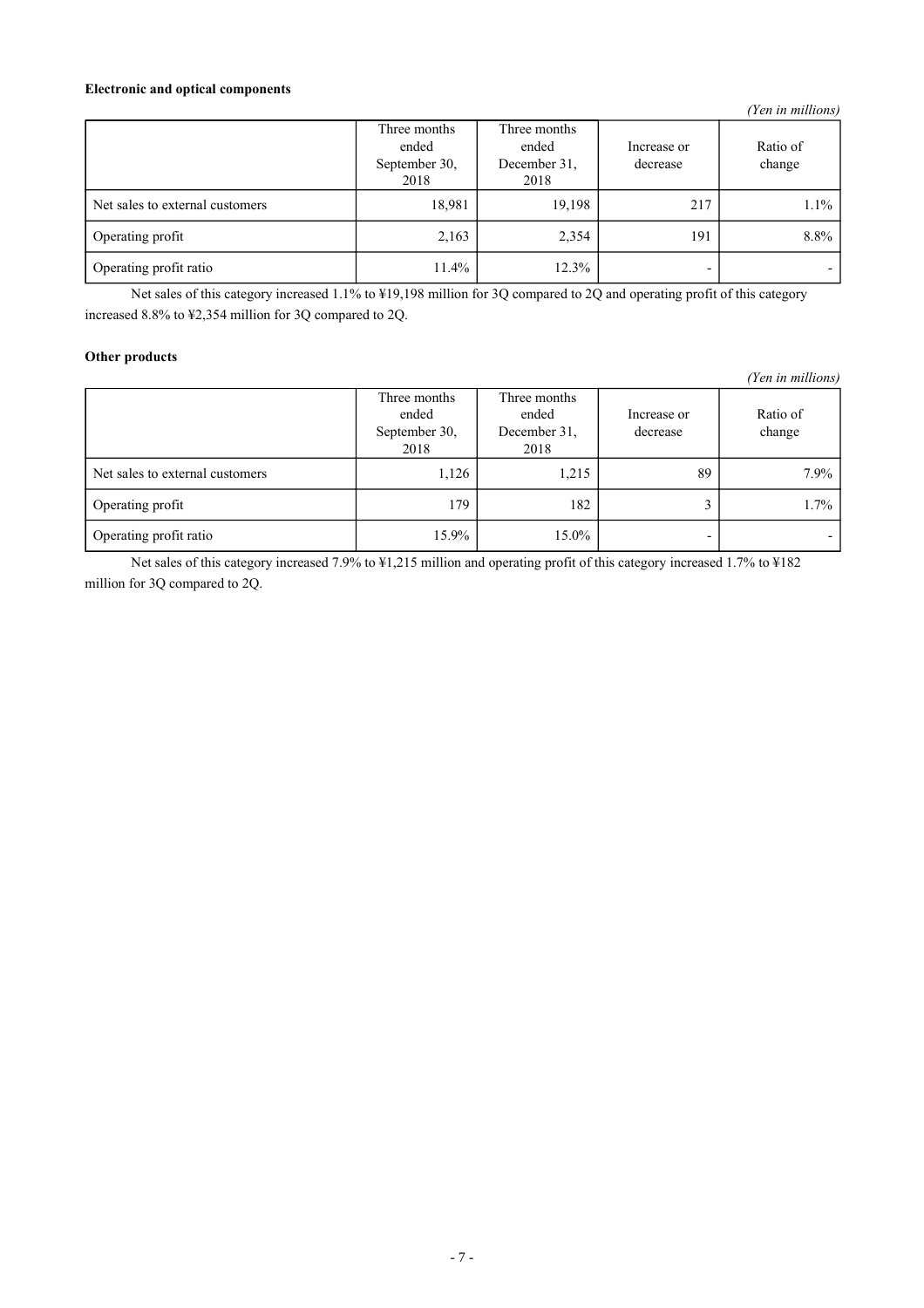**Electronic and optical components**

*(Yen in millions)*

| | Three months ended September 30, 2018 | Three months ended December 31, 2018 | Increase or decrease | Ratio of change |
|---|---|---|---|---|
| Net sales to external customers | 18,981 | 19,198 | 217 | 1.1% |
| Operating profit | 2,163 | 2,354 | 191 | 8.8% |
| Operating profit ratio | 11.4% | 12.3% | - | - |

Net sales of this category increased 1.1% to ¥19,198 million for 3Q compared to 2Q and operating profit of this category increased 8.8% to ¥2,354 million for 3Q compared to 2Q.

**Other products**

*(Yen in millions)*

| | Three months ended September 30, 2018 | Three months ended December 31, 2018 | Increase or decrease | Ratio of change |
|---|---|---|---|---|
| Net sales to external customers | 1,126 | 1,215 | 89 | 7.9% |
| Operating profit | 179 | 182 | 3 | 1.7% |
| Operating profit ratio | 15.9% | 15.0% | - | - |

Net sales of this category increased 7.9% to ¥1,215 million and operating profit of this category increased 1.7% to ¥182 million for 3Q compared to 2Q.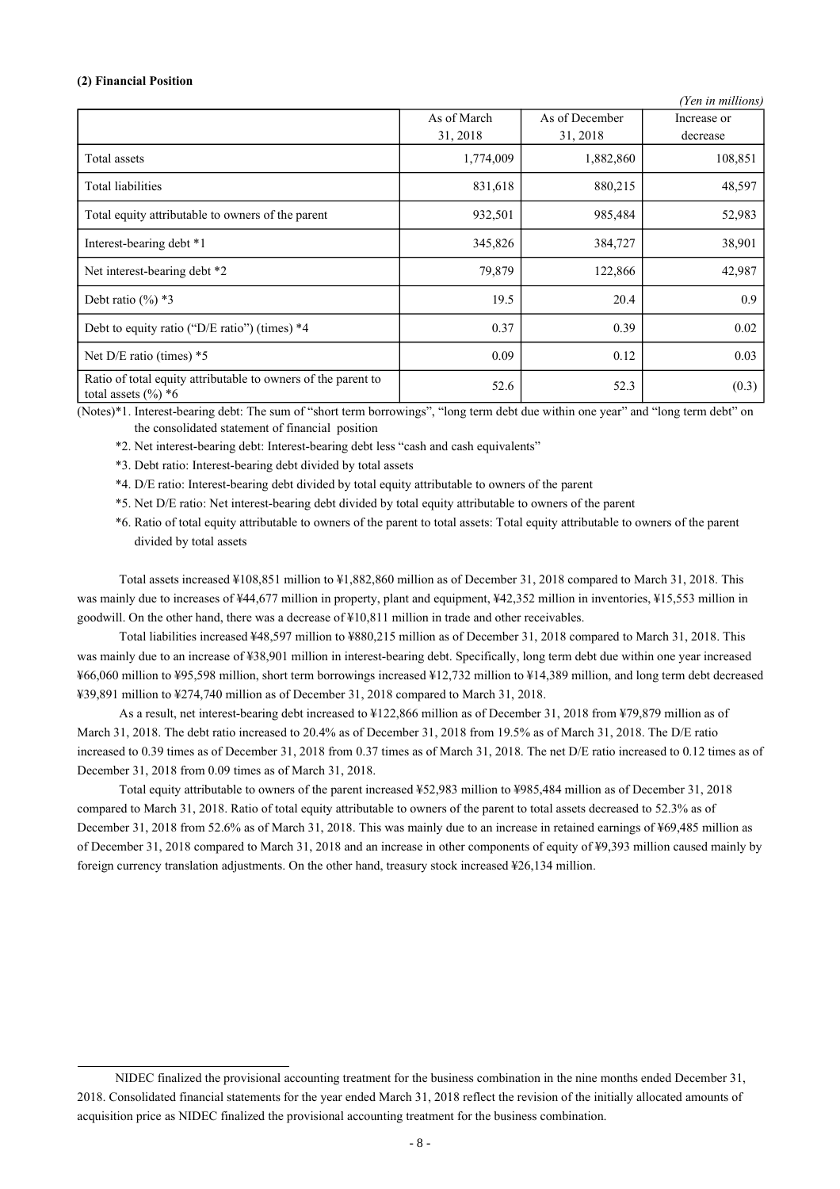**(2) Financial Position**

*(Yen in millions)*

| | As of March 31, 2018 | As of December 31, 2018 | Increase or decrease |
|---|---|---|---|
| Total assets | 1,774,009 | 1,882,860 | 108,851 |
| Total liabilities | 831,618 | 880,215 | 48,597 |
| Total equity attributable to owners of the parent | 932,501 | 985,484 | 52,983 |
| Interest-bearing debt *1 | 345,826 | 384,727 | 38,901 |
| Net interest-bearing debt *2 | 79,879 | 122,866 | 42,987 |
| Debt ratio (%) *3 | 19.5 | 20.4 | 0.9 |
| Debt to equity ratio ("D/E ratio") (times) *4 | 0.37 | 0.39 | 0.02 |
| Net D/E ratio (times) *5 | 0.09 | 0.12 | 0.03 |
| Ratio of total equity attributable to owners of the parent to total assets (%) *6 | 52.6 | 52.3 | (0.3) |

(Notes)*1. Interest-bearing debt: The sum of "short term borrowings", "long term debt due within one year" and "long term debt" on the consolidated statement of financial position

*2. Net interest-bearing debt: Interest-bearing debt less "cash and cash equivalents"

*3. Debt ratio: Interest-bearing debt divided by total assets

*4. D/E ratio: Interest-bearing debt divided by total equity attributable to owners of the parent

*5. Net D/E ratio: Net interest-bearing debt divided by total equity attributable to owners of the parent

*6. Ratio of total equity attributable to owners of the parent to total assets: Total equity attributable to owners of the parent divided by total assets

Total assets increased ¥108,851 million to ¥1,882,860 million as of December 31, 2018 compared to March 31, 2018. This was mainly due to increases of ¥44,677 million in property, plant and equipment, ¥42,352 million in inventories, ¥15,553 million in goodwill. On the other hand, there was a decrease of ¥10,811 million in trade and other receivables.

Total liabilities increased ¥48,597 million to ¥880,215 million as of December 31, 2018 compared to March 31, 2018. This was mainly due to an increase of ¥38,901 million in interest-bearing debt. Specifically, long term debt due within one year increased ¥66,060 million to ¥95,598 million, short term borrowings increased ¥12,732 million to ¥14,389 million, and long term debt decreased ¥39,891 million to ¥274,740 million as of December 31, 2018 compared to March 31, 2018.

As a result, net interest-bearing debt increased to ¥122,866 million as of December 31, 2018 from ¥79,879 million as of March 31, 2018. The debt ratio increased to 20.4% as of December 31, 2018 from 19.5% as of March 31, 2018. The D/E ratio increased to 0.39 times as of December 31, 2018 from 0.37 times as of March 31, 2018. The net D/E ratio increased to 0.12 times as of December 31, 2018 from 0.09 times as of March 31, 2018.

Total equity attributable to owners of the parent increased ¥52,983 million to ¥985,484 million as of December 31, 2018 compared to March 31, 2018. Ratio of total equity attributable to owners of the parent to total assets decreased to 52.3% as of December 31, 2018 from 52.6% as of March 31, 2018. This was mainly due to an increase in retained earnings of ¥69,485 million as of December 31, 2018 compared to March 31, 2018 and an increase in other components of equity of ¥9,393 million caused mainly by foreign currency translation adjustments. On the other hand, treasury stock increased ¥26,134 million.

---

NIDEC finalized the provisional accounting treatment for the business combination in the nine months ended December 31, 2018. Consolidated financial statements for the year ended March 31, 2018 reflect the revision of the initially allocated amounts of acquisition price as NIDEC finalized the provisional accounting treatment for the business combination.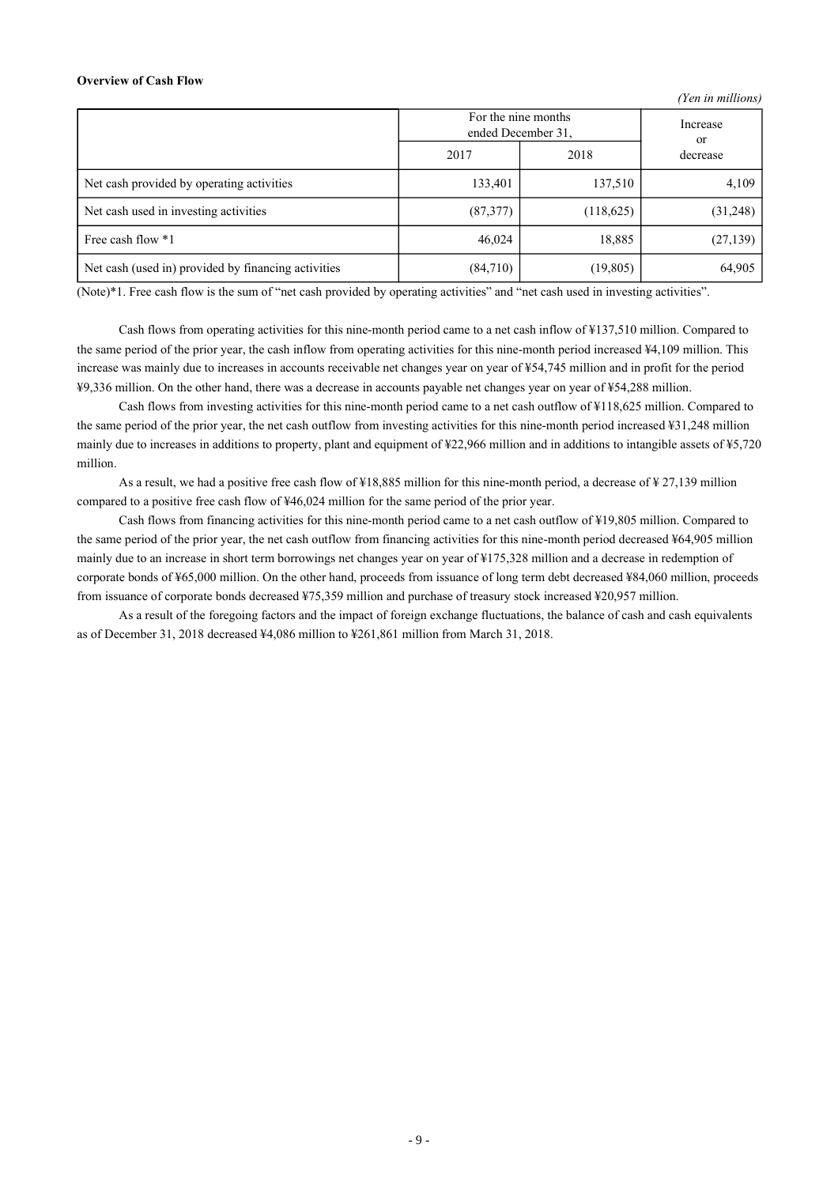**Overview of Cash Flow**

*(Yen in millions)*

| | For the nine months ended December 31, | | Increase or decrease |
|---|---|---|---|
| | 2017 | 2018 | |
| Net cash provided by operating activities | 133,401 | 137,510 | 4,109 |
| Net cash used in investing activities | (87,377) | (118,625) | (31,248) |
| Free cash flow *1 | 46,024 | 18,885 | (27,139) |
| Net cash (used in) provided by financing activities | (84,710) | (19,805) | 64,905 |

(Note)*1. Free cash flow is the sum of "net cash provided by operating activities" and "net cash used in investing activities".

Cash flows from operating activities for this nine-month period came to a net cash inflow of ¥137,510 million. Compared to the same period of the prior year, the cash inflow from operating activities for this nine-month period increased ¥4,109 million. This increase was mainly due to increases in accounts receivable net changes year on year of ¥54,745 million and in profit for the period ¥9,336 million. On the other hand, there was a decrease in accounts payable net changes year on year of ¥54,288 million.

Cash flows from investing activities for this nine-month period came to a net cash outflow of ¥118,625 million. Compared to the same period of the prior year, the net cash outflow from investing activities for this nine-month period increased ¥31,248 million mainly due to increases in additions to property, plant and equipment of ¥22,966 million and in additions to intangible assets of ¥5,720 million.

As a result, we had a positive free cash flow of ¥18,885 million for this nine-month period, a decrease of ¥ 27,139 million compared to a positive free cash flow of ¥46,024 million for the same period of the prior year.

Cash flows from financing activities for this nine-month period came to a net cash outflow of ¥19,805 million. Compared to the same period of the prior year, the net cash outflow from financing activities for this nine-month period decreased ¥64,905 million mainly due to an increase in short term borrowings net changes year on year of ¥175,328 million and a decrease in redemption of corporate bonds of ¥65,000 million. On the other hand, proceeds from issuance of long term debt decreased ¥84,060 million, proceeds from issuance of corporate bonds decreased ¥75,359 million and purchase of treasury stock increased ¥20,957 million.

As a result of the foregoing factors and the impact of foreign exchange fluctuations, the balance of cash and cash equivalents as of December 31, 2018 decreased ¥4,086 million to ¥261,861 million from March 31, 2018.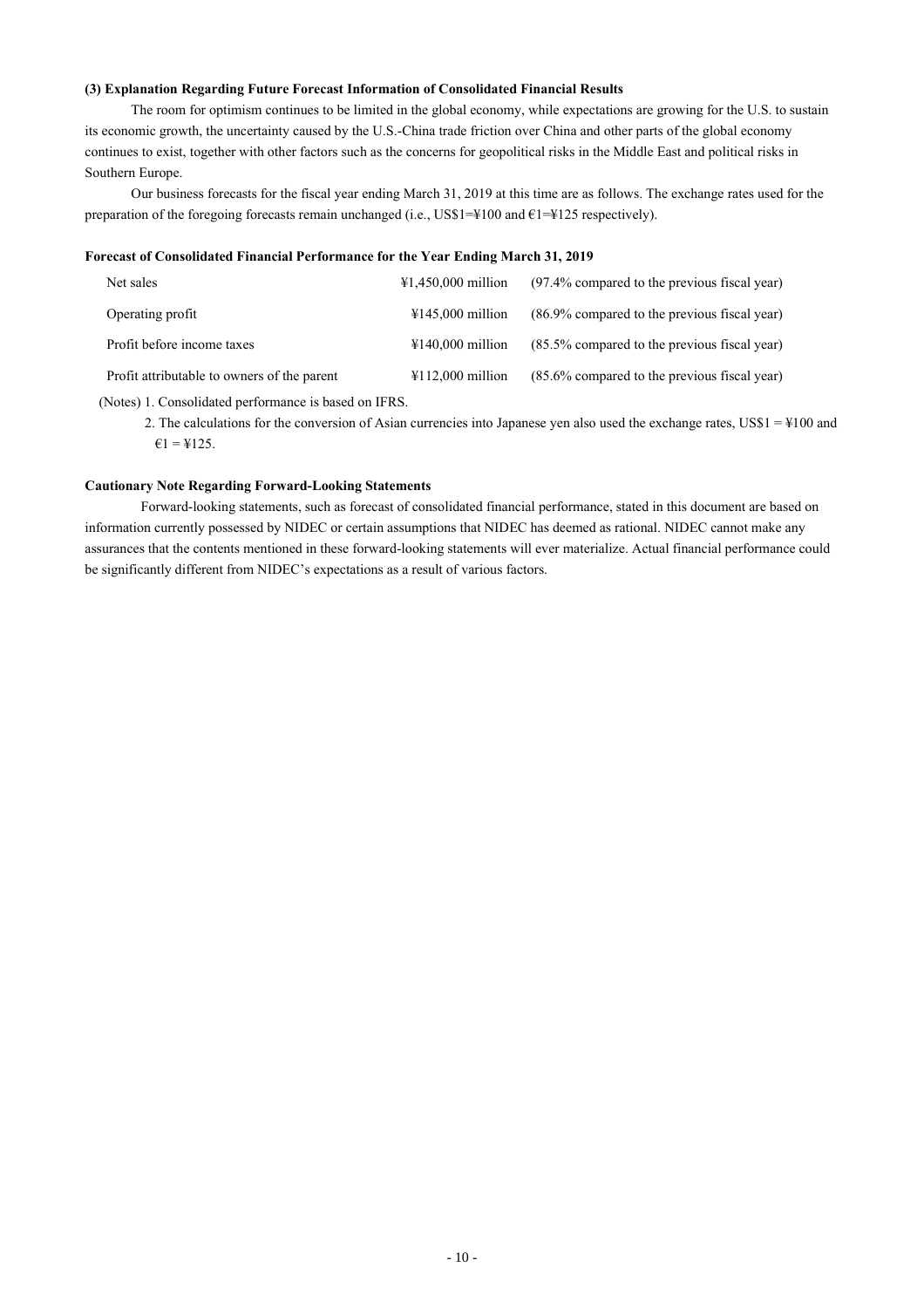### (3) Explanation Regarding Future Forecast Information of Consolidated Financial Results

The room for optimism continues to be limited in the global economy, while expectations are growing for the U.S. to sustain its economic growth, the uncertainty caused by the U.S.-China trade friction over China and other parts of the global economy continues to exist, together with other factors such as the concerns for geopolitical risks in the Middle East and political risks in Southern Europe.

Our business forecasts for the fiscal year ending March 31, 2019 at this time are as follows. The exchange rates used for the preparation of the foregoing forecasts remain unchanged (i.e., US$1=¥100 and €1=¥125 respectively).

**Forecast of Consolidated Financial Performance for the Year Ending March 31, 2019**

| | | |
|---|---|---|
| Net sales | ¥1,450,000 million | (97.4% compared to the previous fiscal year) |
| Operating profit | ¥145,000 million | (86.9% compared to the previous fiscal year) |
| Profit before income taxes | ¥140,000 million | (85.5% compared to the previous fiscal year) |
| Profit attributable to owners of the parent | ¥112,000 million | (85.6% compared to the previous fiscal year) |

(Notes) 1. Consolidated performance is based on IFRS.

2. The calculations for the conversion of Asian currencies into Japanese yen also used the exchange rates, US$1 = ¥100 and €1 = ¥125.

**Cautionary Note Regarding Forward-Looking Statements**

Forward-looking statements, such as forecast of consolidated financial performance, stated in this document are based on information currently possessed by NIDEC or certain assumptions that NIDEC has deemed as rational. NIDEC cannot make any assurances that the contents mentioned in these forward-looking statements will ever materialize. Actual financial performance could be significantly different from NIDEC's expectations as a result of various factors.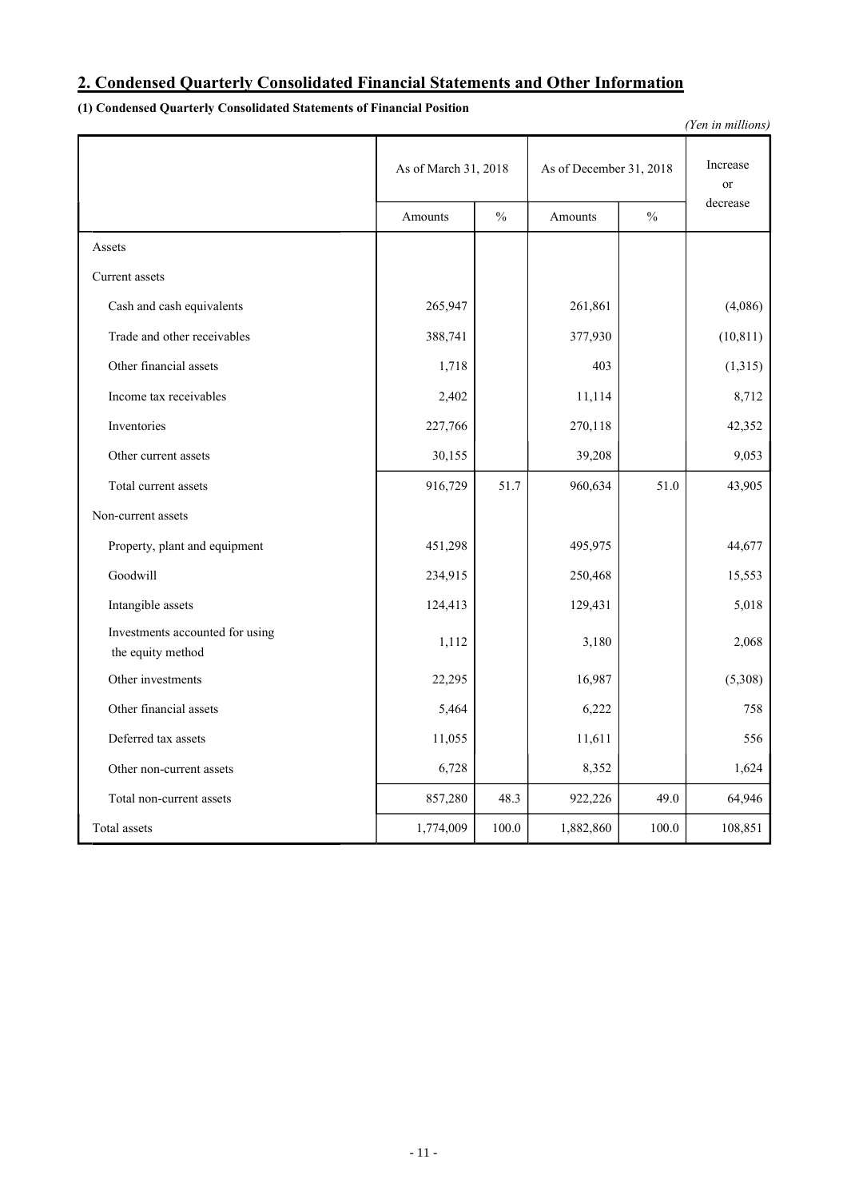## 2. Condensed Quarterly Consolidated Financial Statements and Other Information

### (1) Condensed Quarterly Consolidated Statements of Financial Position

*(Yen in millions)*

| | As of March 31, 2018 | | As of December 31, 2018 | | Increase or decrease |
|---|---|---|---|---|---|
| | Amounts | % | Amounts | % | |
| Assets | | | | | |
| Current assets | | | | | |
| Cash and cash equivalents | 265,947 | | 261,861 | | (4,086) |
| Trade and other receivables | 388,741 | | 377,930 | | (10,811) |
| Other financial assets | 1,718 | | 403 | | (1,315) |
| Income tax receivables | 2,402 | | 11,114 | | 8,712 |
| Inventories | 227,766 | | 270,118 | | 42,352 |
| Other current assets | 30,155 | | 39,208 | | 9,053 |
| Total current assets | 916,729 | 51.7 | 960,634 | 51.0 | 43,905 |
| Non-current assets | | | | | |
| Property, plant and equipment | 451,298 | | 495,975 | | 44,677 |
| Goodwill | 234,915 | | 250,468 | | 15,553 |
| Intangible assets | 124,413 | | 129,431 | | 5,018 |
| Investments accounted for using the equity method | 1,112 | | 3,180 | | 2,068 |
| Other investments | 22,295 | | 16,987 | | (5,308) |
| Other financial assets | 5,464 | | 6,222 | | 758 |
| Deferred tax assets | 11,055 | | 11,611 | | 556 |
| Other non-current assets | 6,728 | | 8,352 | | 1,624 |
| Total non-current assets | 857,280 | 48.3 | 922,226 | 49.0 | 64,946 |
| Total assets | 1,774,009 | 100.0 | 1,882,860 | 100.0 | 108,851 |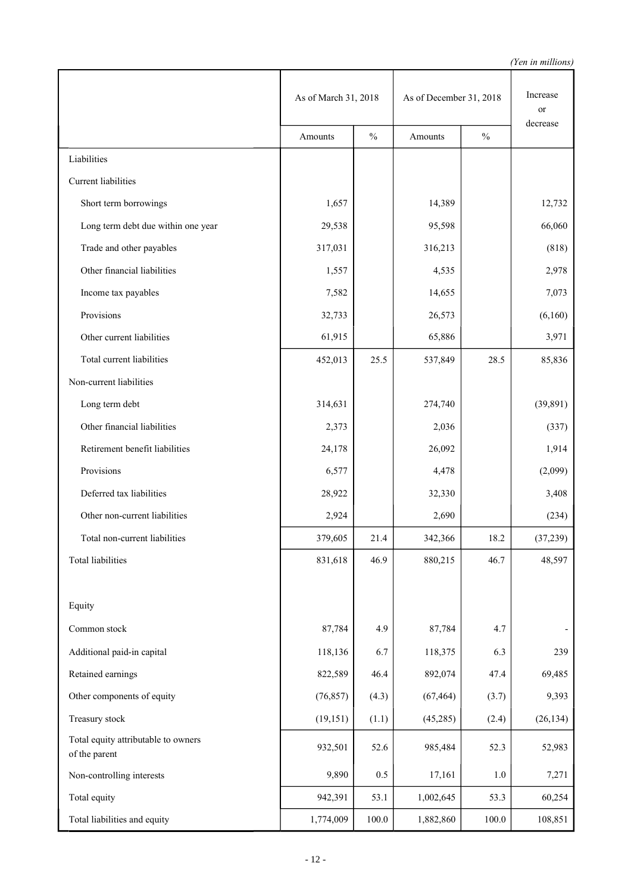*(Yen in millions)*

| | As of March 31, 2018 | | As of December 31, 2018 | | Increase or decrease |
|---|---|---|---|---|---|
| | Amounts | % | Amounts | % | |
| Liabilities | | | | | |
| Current liabilities | | | | | |
| Short term borrowings | 1,657 | | 14,389 | | 12,732 |
| Long term debt due within one year | 29,538 | | 95,598 | | 66,060 |
| Trade and other payables | 317,031 | | 316,213 | | (818) |
| Other financial liabilities | 1,557 | | 4,535 | | 2,978 |
| Income tax payables | 7,582 | | 14,655 | | 7,073 |
| Provisions | 32,733 | | 26,573 | | (6,160) |
| Other current liabilities | 61,915 | | 65,886 | | 3,971 |
| Total current liabilities | 452,013 | 25.5 | 537,849 | 28.5 | 85,836 |
| Non-current liabilities | | | | | |
| Long term debt | 314,631 | | 274,740 | | (39,891) |
| Other financial liabilities | 2,373 | | 2,036 | | (337) |
| Retirement benefit liabilities | 24,178 | | 26,092 | | 1,914 |
| Provisions | 6,577 | | 4,478 | | (2,099) |
| Deferred tax liabilities | 28,922 | | 32,330 | | 3,408 |
| Other non-current liabilities | 2,924 | | 2,690 | | (234) |
| Total non-current liabilities | 379,605 | 21.4 | 342,366 | 18.2 | (37,239) |
| Total liabilities | 831,618 | 46.9 | 880,215 | 46.7 | 48,597 |
| | | | | | |
| Equity | | | | | |
| Common stock | 87,784 | 4.9 | 87,784 | 4.7 | - |
| Additional paid-in capital | 118,136 | 6.7 | 118,375 | 6.3 | 239 |
| Retained earnings | 822,589 | 46.4 | 892,074 | 47.4 | 69,485 |
| Other components of equity | (76,857) | (4.3) | (67,464) | (3.7) | 9,393 |
| Treasury stock | (19,151) | (1.1) | (45,285) | (2.4) | (26,134) |
| Total equity attributable to owners of the parent | 932,501 | 52.6 | 985,484 | 52.3 | 52,983 |
| Non-controlling interests | 9,890 | 0.5 | 17,161 | 1.0 | 7,271 |
| Total equity | 942,391 | 53.1 | 1,002,645 | 53.3 | 60,254 |
| Total liabilities and equity | 1,774,009 | 100.0 | 1,882,860 | 100.0 | 108,851 |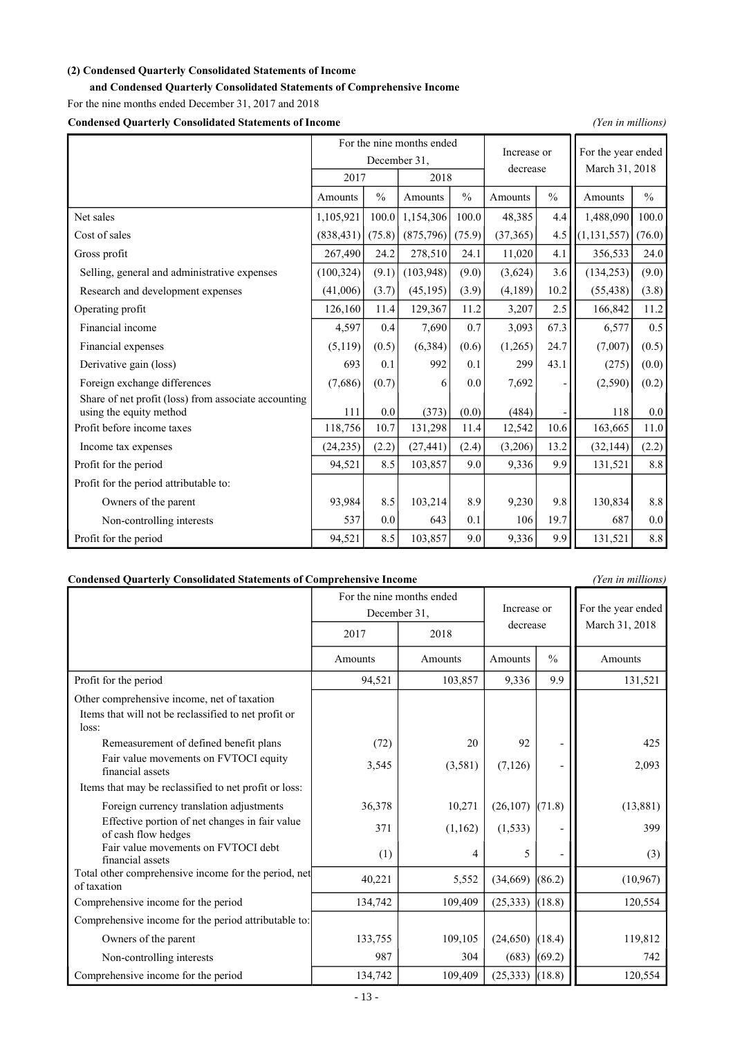**(2) Condensed Quarterly Consolidated Statements of Income**

**and Condensed Quarterly Consolidated Statements of Comprehensive Income**

For the nine months ended December 31, 2017 and 2018

**Condensed Quarterly Consolidated Statements of Income** *(Yen in millions)*

| | For the nine months ended December 31, | | | | Increase or decrease | | For the year ended March 31, 2018 | |
|---|---|---|---|---|---|---|---|---|
| | 2017 | | 2018 | | | | | |
| | Amounts | % | Amounts | % | Amounts | % | Amounts | % |
| Net sales | 1,105,921 | 100.0 | 1,154,306 | 100.0 | 48,385 | 4.4 | 1,488,090 | 100.0 |
| Cost of sales | (838,431) | (75.8) | (875,796) | (75.9) | (37,365) | 4.5 | (1,131,557) | (76.0) |
| Gross profit | 267,490 | 24.2 | 278,510 | 24.1 | 11,020 | 4.1 | 356,533 | 24.0 |
| Selling, general and administrative expenses | (100,324) | (9.1) | (103,948) | (9.0) | (3,624) | 3.6 | (134,253) | (9.0) |
| Research and development expenses | (41,006) | (3.7) | (45,195) | (3.9) | (4,189) | 10.2 | (55,438) | (3.8) |
| Operating profit | 126,160 | 11.4 | 129,367 | 11.2 | 3,207 | 2.5 | 166,842 | 11.2 |
| Financial income | 4,597 | 0.4 | 7,690 | 0.7 | 3,093 | 67.3 | 6,577 | 0.5 |
| Financial expenses | (5,119) | (0.5) | (6,384) | (0.6) | (1,265) | 24.7 | (7,007) | (0.5) |
| Derivative gain (loss) | 693 | 0.1 | 992 | 0.1 | 299 | 43.1 | (275) | (0.0) |
| Foreign exchange differences | (7,686) | (0.7) | 6 | 0.0 | 7,692 | - | (2,590) | (0.2) |
| Share of net profit (loss) from associate accounting using the equity method | 111 | 0.0 | (373) | (0.0) | (484) | - | 118 | 0.0 |
| Profit before income taxes | 118,756 | 10.7 | 131,298 | 11.4 | 12,542 | 10.6 | 163,665 | 11.0 |
| Income tax expenses | (24,235) | (2.2) | (27,441) | (2.4) | (3,206) | 13.2 | (32,144) | (2.2) |
| Profit for the period | 94,521 | 8.5 | 103,857 | 9.0 | 9,336 | 9.9 | 131,521 | 8.8 |
| Profit for the period attributable to: | | | | | | | | |
| Owners of the parent | 93,984 | 8.5 | 103,214 | 8.9 | 9,230 | 9.8 | 130,834 | 8.8 |
| Non-controlling interests | 537 | 0.0 | 643 | 0.1 | 106 | 19.7 | 687 | 0.0 |
| Profit for the period | 94,521 | 8.5 | 103,857 | 9.0 | 9,336 | 9.9 | 131,521 | 8.8 |

**Condensed Quarterly Consolidated Statements of Comprehensive Income** *(Yen in millions)*

| | For the nine months ended December 31, | | Increase or decrease | | For the year ended March 31, 2018 |
|---|---|---|---|---|---|
| | 2017 | 2018 | | | |
| | Amounts | Amounts | Amounts | % | Amounts |
| Profit for the period | 94,521 | 103,857 | 9,336 | 9.9 | 131,521 |
| Other comprehensive income, net of taxation | | | | | |
| Items that will not be reclassified to net profit or loss: | | | | | |
| Remeasurement of defined benefit plans | (72) | 20 | 92 | - | 425 |
| Fair value movements on FVTOCI equity financial assets | 3,545 | (3,581) | (7,126) | - | 2,093 |
| Items that may be reclassified to net profit or loss: | | | | | |
| Foreign currency translation adjustments | 36,378 | 10,271 | (26,107) | (71.8) | (13,881) |
| Effective portion of net changes in fair value of cash flow hedges | 371 | (1,162) | (1,533) | - | 399 |
| Fair value movements on FVTOCI debt financial assets | (1) | 4 | 5 | - | (3) |
| Total other comprehensive income for the period, net of taxation | 40,221 | 5,552 | (34,669) | (86.2) | (10,967) |
| Comprehensive income for the period | 134,742 | 109,409 | (25,333) | (18.8) | 120,554 |
| Comprehensive income for the period attributable to: | | | | | |
| Owners of the parent | 133,755 | 109,105 | (24,650) | (18.4) | 119,812 |
| Non-controlling interests | 987 | 304 | (683) | (69.2) | 742 |
| Comprehensive income for the period | 134,742 | 109,409 | (25,333) | (18.8) | 120,554 |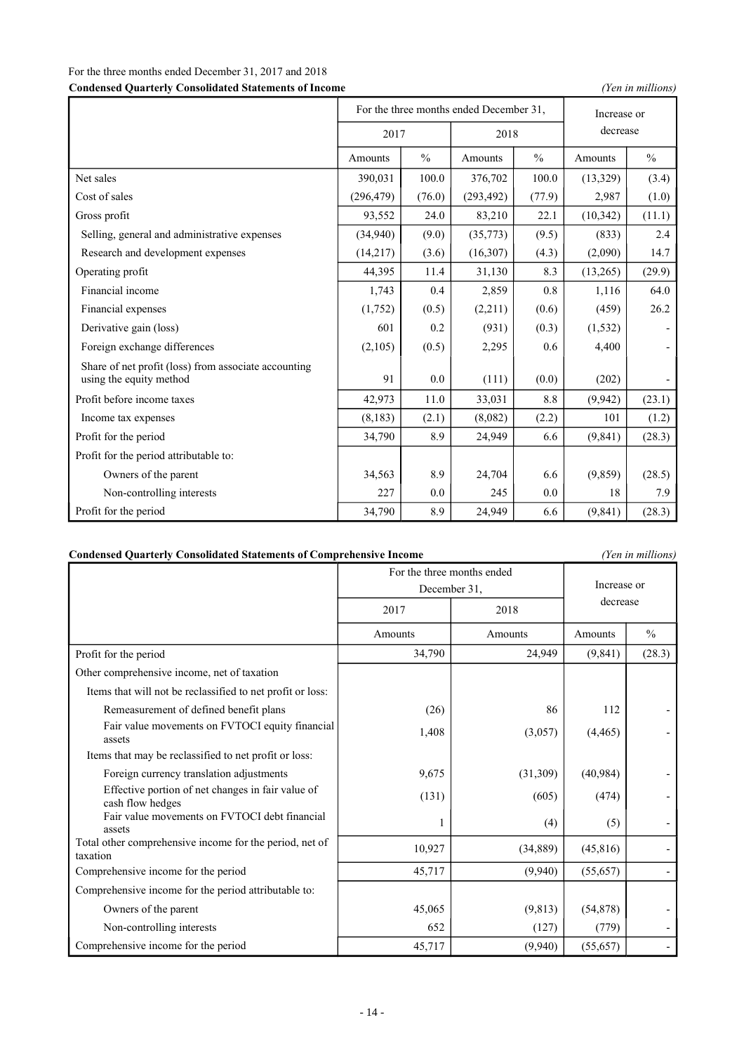For the three months ended December 31, 2017 and 2018

**Condensed Quarterly Consolidated Statements of Income** *(Yen in millions)*

| | For the three months ended December 31, | | | | Increase or decrease | |
|---|---|---|---|---|---|---|
| | 2017 | | 2018 | | | |
| | Amounts | % | Amounts | % | Amounts | % |
| Net sales | 390,031 | 100.0 | 376,702 | 100.0 | (13,329) | (3.4) |
| Cost of sales | (296,479) | (76.0) | (293,492) | (77.9) | 2,987 | (1.0) |
| Gross profit | 93,552 | 24.0 | 83,210 | 22.1 | (10,342) | (11.1) |
| Selling, general and administrative expenses | (34,940) | (9.0) | (35,773) | (9.5) | (833) | 2.4 |
| Research and development expenses | (14,217) | (3.6) | (16,307) | (4.3) | (2,090) | 14.7 |
| Operating profit | 44,395 | 11.4 | 31,130 | 8.3 | (13,265) | (29.9) |
| Financial income | 1,743 | 0.4 | 2,859 | 0.8 | 1,116 | 64.0 |
| Financial expenses | (1,752) | (0.5) | (2,211) | (0.6) | (459) | 26.2 |
| Derivative gain (loss) | 601 | 0.2 | (931) | (0.3) | (1,532) | - |
| Foreign exchange differences | (2,105) | (0.5) | 2,295 | 0.6 | 4,400 | - |
| Share of net profit (loss) from associate accounting using the equity method | 91 | 0.0 | (111) | (0.0) | (202) | - |
| Profit before income taxes | 42,973 | 11.0 | 33,031 | 8.8 | (9,942) | (23.1) |
| Income tax expenses | (8,183) | (2.1) | (8,082) | (2.2) | 101 | (1.2) |
| Profit for the period | 34,790 | 8.9 | 24,949 | 6.6 | (9,841) | (28.3) |
| Profit for the period attributable to: | | | | | | |
| Owners of the parent | 34,563 | 8.9 | 24,704 | 6.6 | (9,859) | (28.5) |
| Non-controlling interests | 227 | 0.0 | 245 | 0.0 | 18 | 7.9 |
| Profit for the period | 34,790 | 8.9 | 24,949 | 6.6 | (9,841) | (28.3) |

**Condensed Quarterly Consolidated Statements of Comprehensive Income** *(Yen in millions)*

| | For the three months ended December 31, | | Increase or decrease | |
|---|---|---|---|---|
| | 2017 | 2018 | | |
| | Amounts | Amounts | Amounts | % |
| Profit for the period | 34,790 | 24,949 | (9,841) | (28.3) |
| Other comprehensive income, net of taxation | | | | |
| Items that will not be reclassified to net profit or loss: | | | | |
| Remeasurement of defined benefit plans | (26) | 86 | 112 | - |
| Fair value movements on FVTOCI equity financial assets | 1,408 | (3,057) | (4,465) | - |
| Items that may be reclassified to net profit or loss: | | | | |
| Foreign currency translation adjustments | 9,675 | (31,309) | (40,984) | - |
| Effective portion of net changes in fair value of cash flow hedges | (131) | (605) | (474) | - |
| Fair value movements on FVTOCI debt financial assets | 1 | (4) | (5) | - |
| Total other comprehensive income for the period, net of taxation | 10,927 | (34,889) | (45,816) | - |
| Comprehensive income for the period | 45,717 | (9,940) | (55,657) | - |
| Comprehensive income for the period attributable to: | | | | |
| Owners of the parent | 45,065 | (9,813) | (54,878) | - |
| Non-controlling interests | 652 | (127) | (779) | - |
| Comprehensive income for the period | 45,717 | (9,940) | (55,657) | - |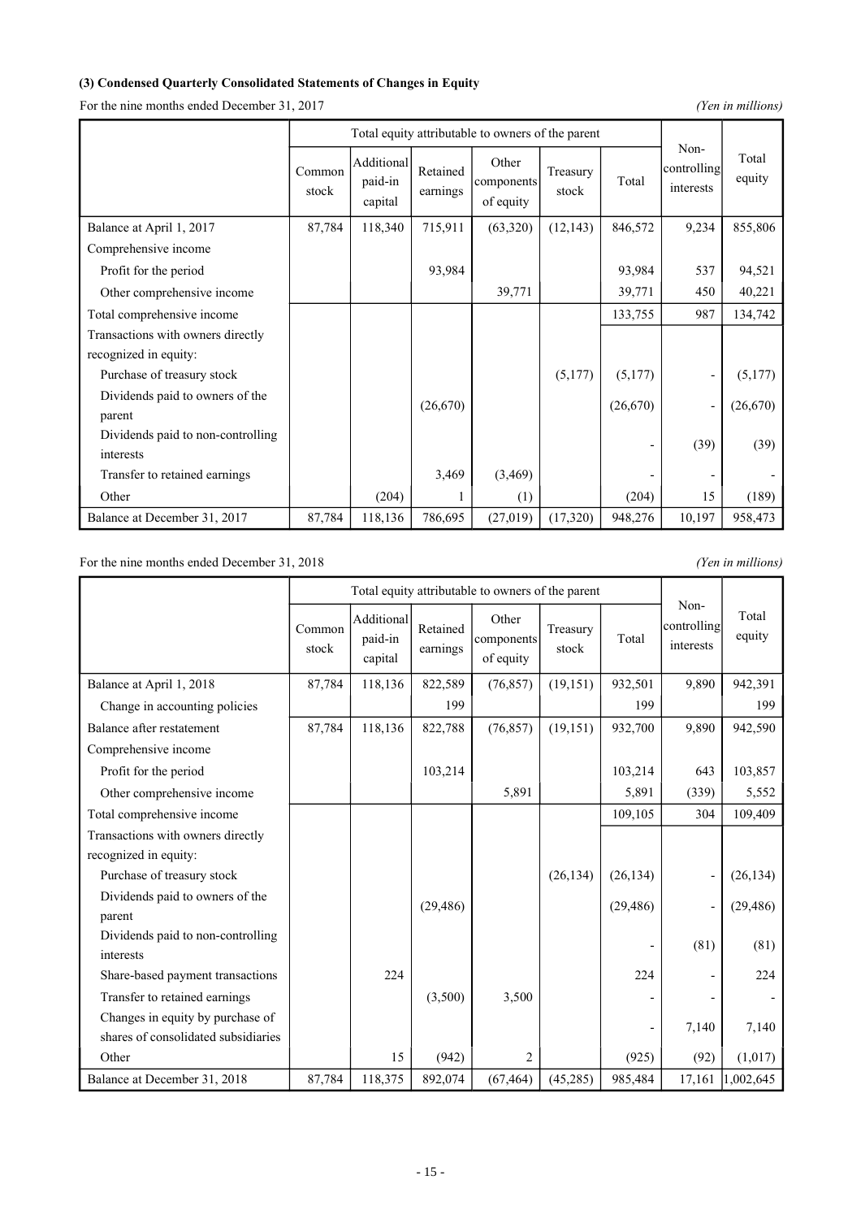### (3) Condensed Quarterly Consolidated Statements of Changes in Equity

For the nine months ended December 31, 2017

*(Yen in millions)*

| | Total equity attributable to owners of the parent | | | | | | Non-controlling interests | Total equity |
|---|---|---|---|---|---|---|---|---|
| | Common stock | Additional paid-in capital | Retained earnings | Other components of equity | Treasury stock | Total | | |
| Balance at April 1, 2017 | 87,784 | 118,340 | 715,911 | (63,320) | (12,143) | 846,572 | 9,234 | 855,806 |
| Comprehensive income | | | | | | | | |
| Profit for the period | | | 93,984 | | | 93,984 | 537 | 94,521 |
| Other comprehensive income | | | | 39,771 | | 39,771 | 450 | 40,221 |
| Total comprehensive income | | | | | | 133,755 | 987 | 134,742 |
| Transactions with owners directly recognized in equity: | | | | | | | | |
| Purchase of treasury stock | | | | | (5,177) | (5,177) | - | (5,177) |
| Dividends paid to owners of the parent | | | (26,670) | | | (26,670) | - | (26,670) |
| Dividends paid to non-controlling interests | | | | | | - | (39) | (39) |
| Transfer to retained earnings | | | 3,469 | (3,469) | | - | - | - |
| Other | | (204) | 1 | (1) | | (204) | 15 | (189) |
| Balance at December 31, 2017 | 87,784 | 118,136 | 786,695 | (27,019) | (17,320) | 948,276 | 10,197 | 958,473 |

For the nine months ended December 31, 2018

*(Yen in millions)*

| | Total equity attributable to owners of the parent | | | | | | Non-controlling interests | Total equity |
|---|---|---|---|---|---|---|---|---|
| | Common stock | Additional paid-in capital | Retained earnings | Other components of equity | Treasury stock | Total | | |
| Balance at April 1, 2018 | 87,784 | 118,136 | 822,589 | (76,857) | (19,151) | 932,501 | 9,890 | 942,391 |
| Change in accounting policies | | | 199 | | | 199 | | 199 |
| Balance after restatement | 87,784 | 118,136 | 822,788 | (76,857) | (19,151) | 932,700 | 9,890 | 942,590 |
| Comprehensive income | | | | | | | | |
| Profit for the period | | | 103,214 | | | 103,214 | 643 | 103,857 |
| Other comprehensive income | | | | 5,891 | | 5,891 | (339) | 5,552 |
| Total comprehensive income | | | | | | 109,105 | 304 | 109,409 |
| Transactions with owners directly recognized in equity: | | | | | | | | |
| Purchase of treasury stock | | | | | (26,134) | (26,134) | - | (26,134) |
| Dividends paid to owners of the parent | | | (29,486) | | | (29,486) | - | (29,486) |
| Dividends paid to non-controlling interests | | | | | | - | (81) | (81) |
| Share-based payment transactions | | 224 | | | | 224 | - | 224 |
| Transfer to retained earnings | | | (3,500) | 3,500 | | - | - | - |
| Changes in equity by purchase of shares of consolidated subsidiaries | | | | | | - | 7,140 | 7,140 |
| Other | | 15 | (942) | 2 | | (925) | (92) | (1,017) |
| Balance at December 31, 2018 | 87,784 | 118,375 | 892,074 | (67,464) | (45,285) | 985,484 | 17,161 | 1,002,645 |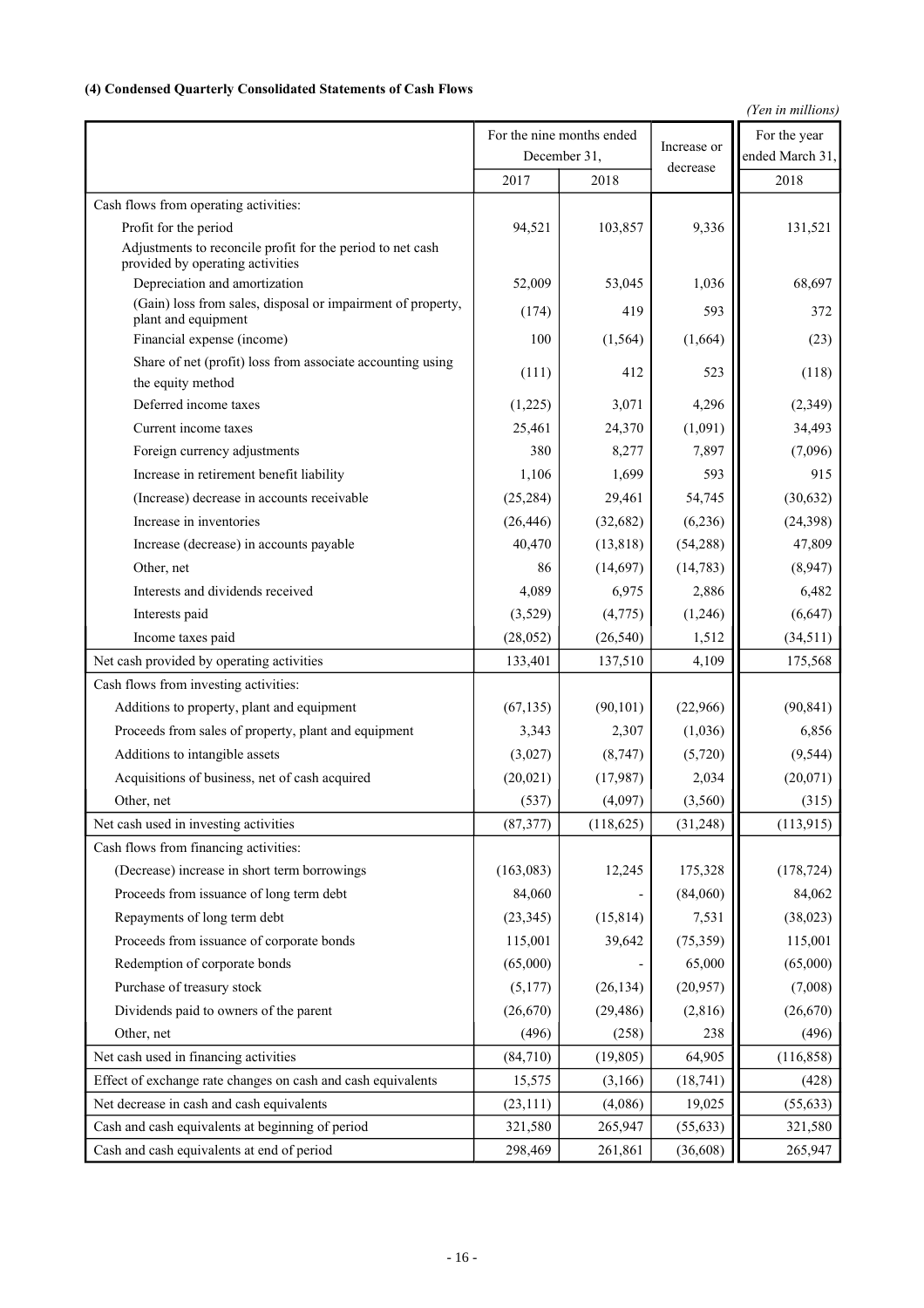#### (4) Condensed Quarterly Consolidated Statements of Cash Flows

*(Yen in millions)*

| | For the nine months ended December 31, | | Increase or decrease | For the year ended March 31, |
|---|---|---|---|---|
| | 2017 | 2018 | | 2018 |
| Cash flows from operating activities: | | | | |
| Profit for the period | 94,521 | 103,857 | 9,336 | 131,521 |
| Adjustments to reconcile profit for the period to net cash provided by operating activities | | | | |
| Depreciation and amortization | 52,009 | 53,045 | 1,036 | 68,697 |
| (Gain) loss from sales, disposal or impairment of property, plant and equipment | (174) | 419 | 593 | 372 |
| Financial expense (income) | 100 | (1,564) | (1,664) | (23) |
| Share of net (profit) loss from associate accounting using the equity method | (111) | 412 | 523 | (118) |
| Deferred income taxes | (1,225) | 3,071 | 4,296 | (2,349) |
| Current income taxes | 25,461 | 24,370 | (1,091) | 34,493 |
| Foreign currency adjustments | 380 | 8,277 | 7,897 | (7,096) |
| Increase in retirement benefit liability | 1,106 | 1,699 | 593 | 915 |
| (Increase) decrease in accounts receivable | (25,284) | 29,461 | 54,745 | (30,632) |
| Increase in inventories | (26,446) | (32,682) | (6,236) | (24,398) |
| Increase (decrease) in accounts payable | 40,470 | (13,818) | (54,288) | 47,809 |
| Other, net | 86 | (14,697) | (14,783) | (8,947) |
| Interests and dividends received | 4,089 | 6,975 | 2,886 | 6,482 |
| Interests paid | (3,529) | (4,775) | (1,246) | (6,647) |
| Income taxes paid | (28,052) | (26,540) | 1,512 | (34,511) |
| Net cash provided by operating activities | 133,401 | 137,510 | 4,109 | 175,568 |
| Cash flows from investing activities: | | | | |
| Additions to property, plant and equipment | (67,135) | (90,101) | (22,966) | (90,841) |
| Proceeds from sales of property, plant and equipment | 3,343 | 2,307 | (1,036) | 6,856 |
| Additions to intangible assets | (3,027) | (8,747) | (5,720) | (9,544) |
| Acquisitions of business, net of cash acquired | (20,021) | (17,987) | 2,034 | (20,071) |
| Other, net | (537) | (4,097) | (3,560) | (315) |
| Net cash used in investing activities | (87,377) | (118,625) | (31,248) | (113,915) |
| Cash flows from financing activities: | | | | |
| (Decrease) increase in short term borrowings | (163,083) | 12,245 | 175,328 | (178,724) |
| Proceeds from issuance of long term debt | 84,060 | - | (84,060) | 84,062 |
| Repayments of long term debt | (23,345) | (15,814) | 7,531 | (38,023) |
| Proceeds from issuance of corporate bonds | 115,001 | 39,642 | (75,359) | 115,001 |
| Redemption of corporate bonds | (65,000) | - | 65,000 | (65,000) |
| Purchase of treasury stock | (5,177) | (26,134) | (20,957) | (7,008) |
| Dividends paid to owners of the parent | (26,670) | (29,486) | (2,816) | (26,670) |
| Other, net | (496) | (258) | 238 | (496) |
| Net cash used in financing activities | (84,710) | (19,805) | 64,905 | (116,858) |
| Effect of exchange rate changes on cash and cash equivalents | 15,575 | (3,166) | (18,741) | (428) |
| Net decrease in cash and cash equivalents | (23,111) | (4,086) | 19,025 | (55,633) |
| Cash and cash equivalents at beginning of period | 321,580 | 265,947 | (55,633) | 321,580 |
| Cash and cash equivalents at end of period | 298,469 | 261,861 | (36,608) | 265,947 |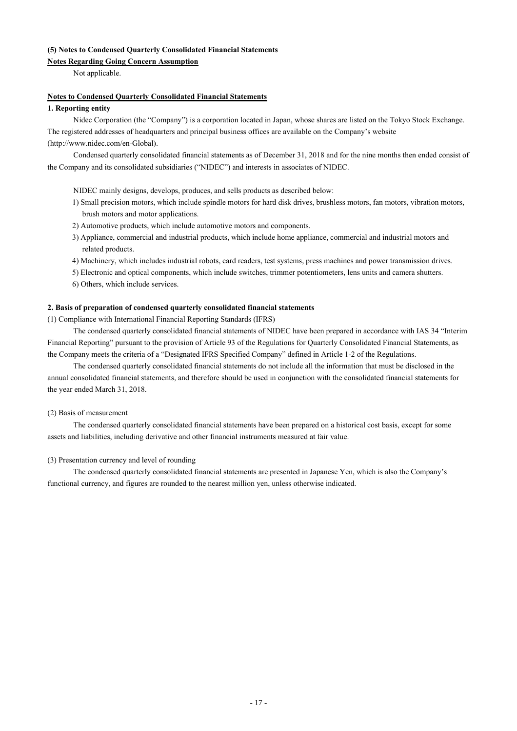### (5) Notes to Condensed Quarterly Consolidated Financial Statements

**Notes Regarding Going Concern Assumption**

Not applicable.

**Notes to Condensed Quarterly Consolidated Financial Statements**

**1. Reporting entity**

Nidec Corporation (the "Company") is a corporation located in Japan, whose shares are listed on the Tokyo Stock Exchange. The registered addresses of headquarters and principal business offices are available on the Company's website (http://www.nidec.com/en-Global).

Condensed quarterly consolidated financial statements as of December 31, 2018 and for the nine months then ended consist of the Company and its consolidated subsidiaries ("NIDEC") and interests in associates of NIDEC.

NIDEC mainly designs, develops, produces, and sells products as described below:

1) Small precision motors, which include spindle motors for hard disk drives, brushless motors, fan motors, vibration motors, brush motors and motor applications.
2) Automotive products, which include automotive motors and components.
3) Appliance, commercial and industrial products, which include home appliance, commercial and industrial motors and related products.
4) Machinery, which includes industrial robots, card readers, test systems, press machines and power transmission drives.
5) Electronic and optical components, which include switches, trimmer potentiometers, lens units and camera shutters.
6) Others, which include services.

**2. Basis of preparation of condensed quarterly consolidated financial statements**

(1) Compliance with International Financial Reporting Standards (IFRS)

The condensed quarterly consolidated financial statements of NIDEC have been prepared in accordance with IAS 34 "Interim Financial Reporting" pursuant to the provision of Article 93 of the Regulations for Quarterly Consolidated Financial Statements, as the Company meets the criteria of a "Designated IFRS Specified Company" defined in Article 1-2 of the Regulations.

The condensed quarterly consolidated financial statements do not include all the information that must be disclosed in the annual consolidated financial statements, and therefore should be used in conjunction with the consolidated financial statements for the year ended March 31, 2018.

(2) Basis of measurement

The condensed quarterly consolidated financial statements have been prepared on a historical cost basis, except for some assets and liabilities, including derivative and other financial instruments measured at fair value.

(3) Presentation currency and level of rounding

The condensed quarterly consolidated financial statements are presented in Japanese Yen, which is also the Company's functional currency, and figures are rounded to the nearest million yen, unless otherwise indicated.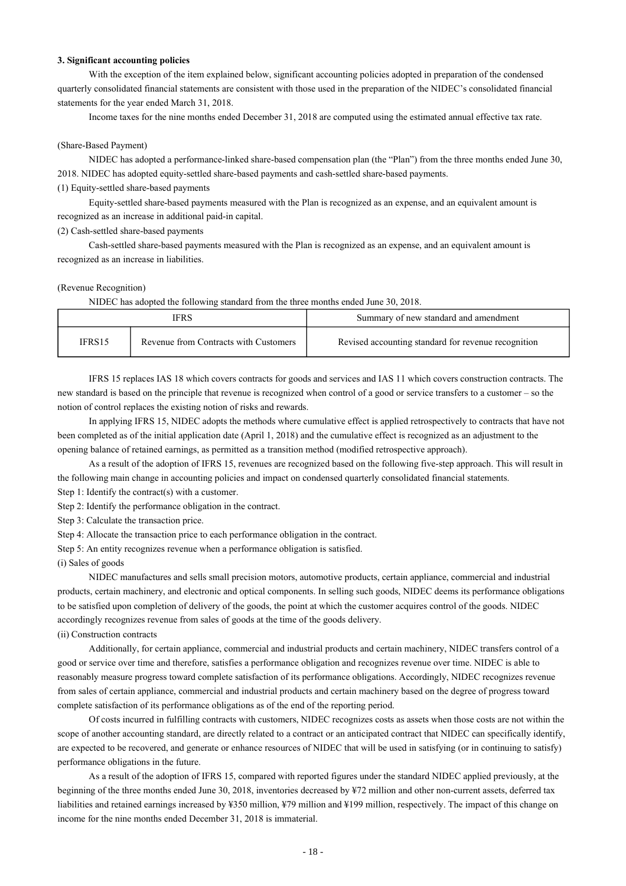**3. Significant accounting policies**

With the exception of the item explained below, significant accounting policies adopted in preparation of the condensed quarterly consolidated financial statements are consistent with those used in the preparation of the NIDEC's consolidated financial statements for the year ended March 31, 2018.

Income taxes for the nine months ended December 31, 2018 are computed using the estimated annual effective tax rate.

(Share-Based Payment)

NIDEC has adopted a performance-linked share-based compensation plan (the "Plan") from the three months ended June 30, 2018. NIDEC has adopted equity-settled share-based payments and cash-settled share-based payments.

(1) Equity-settled share-based payments

Equity-settled share-based payments measured with the Plan is recognized as an expense, and an equivalent amount is recognized as an increase in additional paid-in capital.

(2) Cash-settled share-based payments

Cash-settled share-based payments measured with the Plan is recognized as an expense, and an equivalent amount is recognized as an increase in liabilities.

(Revenue Recognition)

NIDEC has adopted the following standard from the three months ended June 30, 2018.

| IFRS | | Summary of new standard and amendment |
|---|---|---|
| IFRS15 | Revenue from Contracts with Customers | Revised accounting standard for revenue recognition |

IFRS 15 replaces IAS 18 which covers contracts for goods and services and IAS 11 which covers construction contracts. The new standard is based on the principle that revenue is recognized when control of a good or service transfers to a customer – so the notion of control replaces the existing notion of risks and rewards.

In applying IFRS 15, NIDEC adopts the methods where cumulative effect is applied retrospectively to contracts that have not been completed as of the initial application date (April 1, 2018) and the cumulative effect is recognized as an adjustment to the opening balance of retained earnings, as permitted as a transition method (modified retrospective approach).

As a result of the adoption of IFRS 15, revenues are recognized based on the following five-step approach. This will result in the following main change in accounting policies and impact on condensed quarterly consolidated financial statements.

Step 1: Identify the contract(s) with a customer.

Step 2: Identify the performance obligation in the contract.

Step 3: Calculate the transaction price.

Step 4: Allocate the transaction price to each performance obligation in the contract.

Step 5: An entity recognizes revenue when a performance obligation is satisfied.

(i) Sales of goods

NIDEC manufactures and sells small precision motors, automotive products, certain appliance, commercial and industrial products, certain machinery, and electronic and optical components. In selling such goods, NIDEC deems its performance obligations to be satisfied upon completion of delivery of the goods, the point at which the customer acquires control of the goods. NIDEC accordingly recognizes revenue from sales of goods at the time of the goods delivery.

(ii) Construction contracts

Additionally, for certain appliance, commercial and industrial products and certain machinery, NIDEC transfers control of a good or service over time and therefore, satisfies a performance obligation and recognizes revenue over time. NIDEC is able to reasonably measure progress toward complete satisfaction of its performance obligations. Accordingly, NIDEC recognizes revenue from sales of certain appliance, commercial and industrial products and certain machinery based on the degree of progress toward complete satisfaction of its performance obligations as of the end of the reporting period.

Of costs incurred in fulfilling contracts with customers, NIDEC recognizes costs as assets when those costs are not within the scope of another accounting standard, are directly related to a contract or an anticipated contract that NIDEC can specifically identify, are expected to be recovered, and generate or enhance resources of NIDEC that will be used in satisfying (or in continuing to satisfy) performance obligations in the future.

As a result of the adoption of IFRS 15, compared with reported figures under the standard NIDEC applied previously, at the beginning of the three months ended June 30, 2018, inventories decreased by ¥72 million and other non-current assets, deferred tax liabilities and retained earnings increased by ¥350 million, ¥79 million and ¥199 million, respectively. The impact of this change on income for the nine months ended December 31, 2018 is immaterial.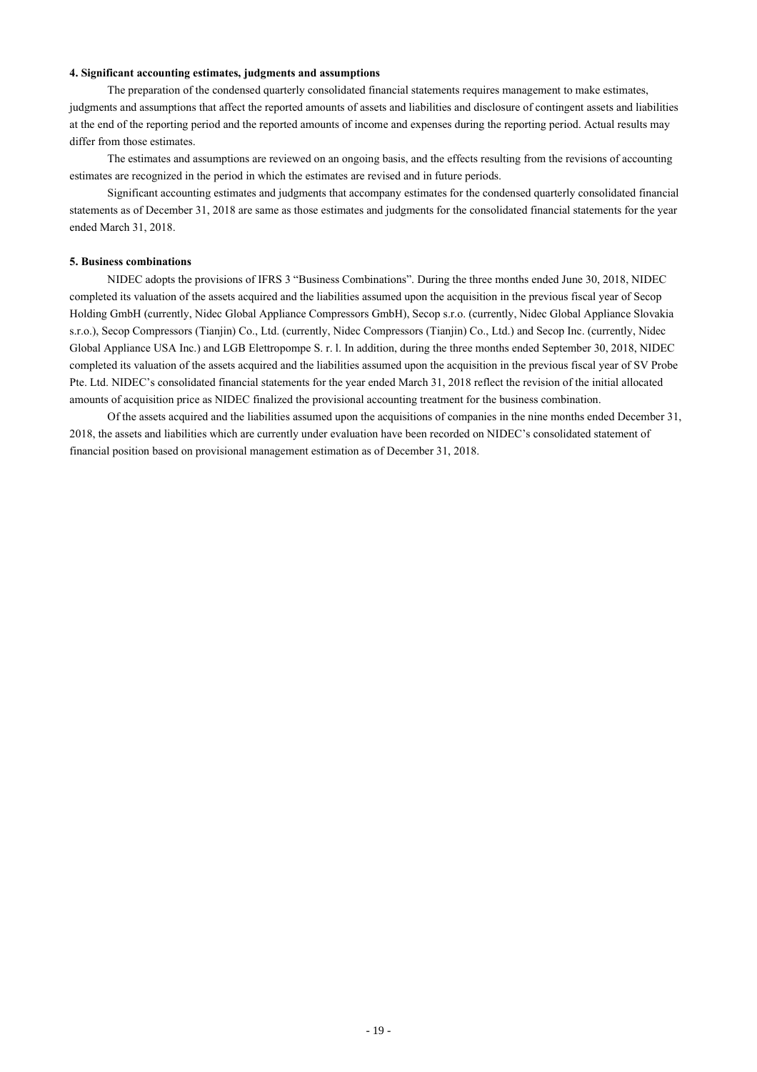#### 4. Significant accounting estimates, judgments and assumptions

The preparation of the condensed quarterly consolidated financial statements requires management to make estimates, judgments and assumptions that affect the reported amounts of assets and liabilities and disclosure of contingent assets and liabilities at the end of the reporting period and the reported amounts of income and expenses during the reporting period. Actual results may differ from those estimates.

The estimates and assumptions are reviewed on an ongoing basis, and the effects resulting from the revisions of accounting estimates are recognized in the period in which the estimates are revised and in future periods.

Significant accounting estimates and judgments that accompany estimates for the condensed quarterly consolidated financial statements as of December 31, 2018 are same as those estimates and judgments for the consolidated financial statements for the year ended March 31, 2018.

#### 5. Business combinations

NIDEC adopts the provisions of IFRS 3 "Business Combinations". During the three months ended June 30, 2018, NIDEC completed its valuation of the assets acquired and the liabilities assumed upon the acquisition in the previous fiscal year of Secop Holding GmbH (currently, Nidec Global Appliance Compressors GmbH), Secop s.r.o. (currently, Nidec Global Appliance Slovakia s.r.o.), Secop Compressors (Tianjin) Co., Ltd. (currently, Nidec Compressors (Tianjin) Co., Ltd.) and Secop Inc. (currently, Nidec Global Appliance USA Inc.) and LGB Elettropompe S. r. l. In addition, during the three months ended September 30, 2018, NIDEC completed its valuation of the assets acquired and the liabilities assumed upon the acquisition in the previous fiscal year of SV Probe Pte. Ltd. NIDEC's consolidated financial statements for the year ended March 31, 2018 reflect the revision of the initial allocated amounts of acquisition price as NIDEC finalized the provisional accounting treatment for the business combination.

Of the assets acquired and the liabilities assumed upon the acquisitions of companies in the nine months ended December 31, 2018, the assets and liabilities which are currently under evaluation have been recorded on NIDEC's consolidated statement of financial position based on provisional management estimation as of December 31, 2018.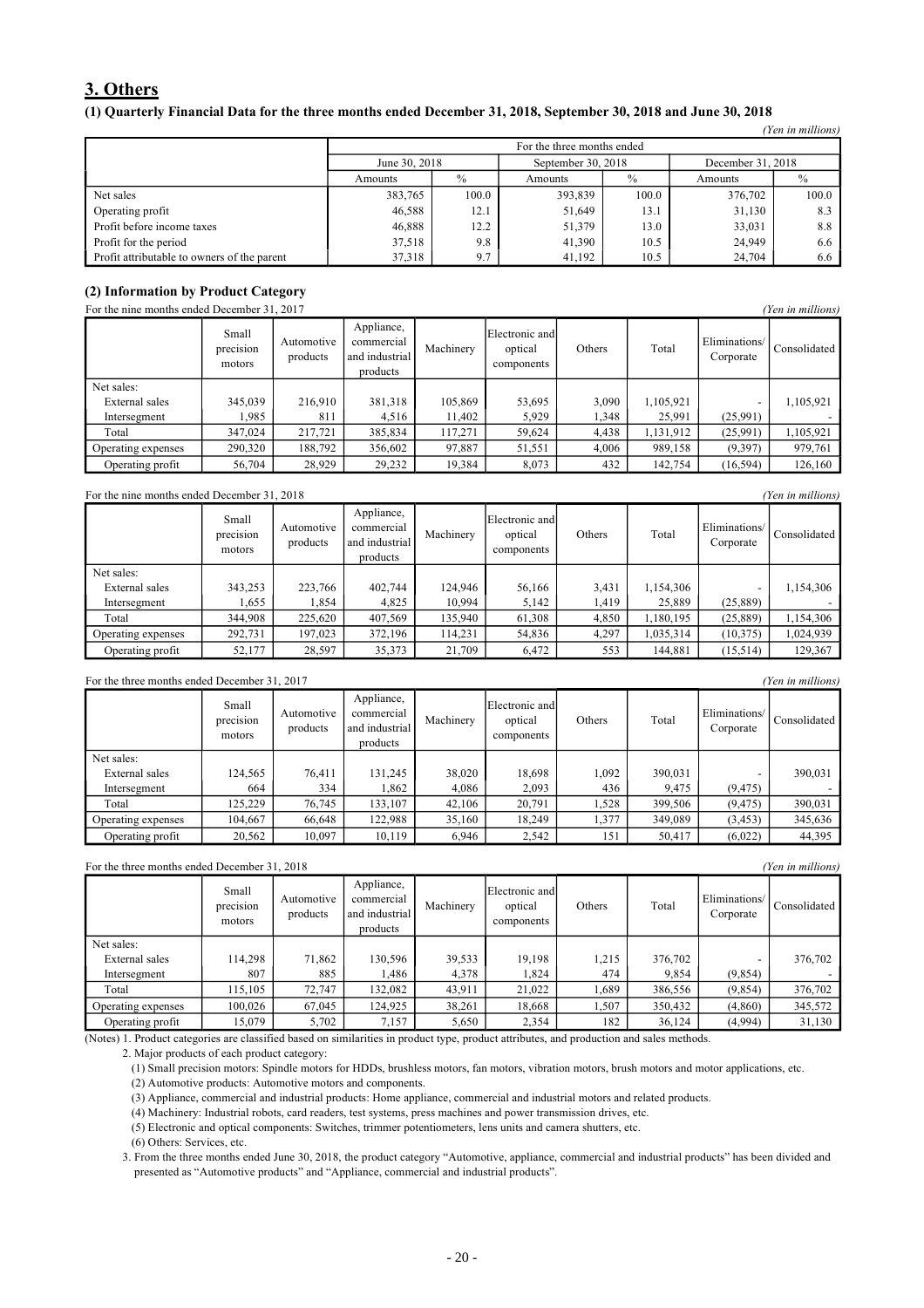## 3. Others

### (1) Quarterly Financial Data for the three months ended December 31, 2018, September 30, 2018 and June 30, 2018

*(Yen in millions)*

| | For the three months ended | | | | | |
|---|---|---|---|---|---|---|
| | June 30, 2018 | | September 30, 2018 | | December 31, 2018 | |
| | Amounts | % | Amounts | % | Amounts | % |
| Net sales | 383,765 | 100.0 | 393,839 | 100.0 | 376,702 | 100.0 |
| Operating profit | 46,588 | 12.1 | 51,649 | 13.1 | 31,130 | 8.3 |
| Profit before income taxes | 46,888 | 12.2 | 51,379 | 13.0 | 33,031 | 8.8 |
| Profit for the period | 37,518 | 9.8 | 41,390 | 10.5 | 24,949 | 6.6 |
| Profit attributable to owners of the parent | 37,318 | 9.7 | 41,192 | 10.5 | 24,704 | 6.6 |

### (2) Information by Product Category

For the nine months ended December 31, 2017 *(Yen in millions)*

| | Small precision motors | Automotive products | Appliance, commercial and industrial products | Machinery | Electronic and optical components | Others | Total | Eliminations/ Corporate | Consolidated |
|---|---|---|---|---|---|---|---|---|---|
| Net sales: | | | | | | | | | |
| External sales | 345,039 | 216,910 | 381,318 | 105,869 | 53,695 | 3,090 | 1,105,921 | - | 1,105,921 |
| Intersegment | 1,985 | 811 | 4,516 | 11,402 | 5,929 | 1,348 | 25,991 | (25,991) | - |
| Total | 347,024 | 217,721 | 385,834 | 117,271 | 59,624 | 4,438 | 1,131,912 | (25,991) | 1,105,921 |
| Operating expenses | 290,320 | 188,792 | 356,602 | 97,887 | 51,551 | 4,006 | 989,158 | (9,397) | 979,761 |
| Operating profit | 56,704 | 28,929 | 29,232 | 19,384 | 8,073 | 432 | 142,754 | (16,594) | 126,160 |

For the nine months ended December 31, 2018 *(Yen in millions)*

| | Small precision motors | Automotive products | Appliance, commercial and industrial products | Machinery | Electronic and optical components | Others | Total | Eliminations/ Corporate | Consolidated |
|---|---|---|---|---|---|---|---|---|---|
| Net sales: | | | | | | | | | |
| External sales | 343,253 | 223,766 | 402,744 | 124,946 | 56,166 | 3,431 | 1,154,306 | - | 1,154,306 |
| Intersegment | 1,655 | 1,854 | 4,825 | 10,994 | 5,142 | 1,419 | 25,889 | (25,889) | - |
| Total | 344,908 | 225,620 | 407,569 | 135,940 | 61,308 | 4,850 | 1,180,195 | (25,889) | 1,154,306 |
| Operating expenses | 292,731 | 197,023 | 372,196 | 114,231 | 54,836 | 4,297 | 1,035,314 | (10,375) | 1,024,939 |
| Operating profit | 52,177 | 28,597 | 35,373 | 21,709 | 6,472 | 553 | 144,881 | (15,514) | 129,367 |

For the three months ended December 31, 2017 *(Yen in millions)*

| | Small precision motors | Automotive products | Appliance, commercial and industrial products | Machinery | Electronic and optical components | Others | Total | Eliminations/ Corporate | Consolidated |
|---|---|---|---|---|---|---|---|---|---|
| Net sales: | | | | | | | | | |
| External sales | 124,565 | 76,411 | 131,245 | 38,020 | 18,698 | 1,092 | 390,031 | - | 390,031 |
| Intersegment | 664 | 334 | 1,862 | 4,086 | 2,093 | 436 | 9,475 | (9,475) | - |
| Total | 125,229 | 76,745 | 133,107 | 42,106 | 20,791 | 1,528 | 399,506 | (9,475) | 390,031 |
| Operating expenses | 104,667 | 66,648 | 122,988 | 35,160 | 18,249 | 1,377 | 349,089 | (3,453) | 345,636 |
| Operating profit | 20,562 | 10,097 | 10,119 | 6,946 | 2,542 | 151 | 50,417 | (6,022) | 44,395 |

For the three months ended December 31, 2018 *(Yen in millions)*

| | Small precision motors | Automotive products | Appliance, commercial and industrial products | Machinery | Electronic and optical components | Others | Total | Eliminations/ Corporate | Consolidated |
|---|---|---|---|---|---|---|---|---|---|
| Net sales: | | | | | | | | | |
| External sales | 114,298 | 71,862 | 130,596 | 39,533 | 19,198 | 1,215 | 376,702 | - | 376,702 |
| Intersegment | 807 | 885 | 1,486 | 4,378 | 1,824 | 474 | 9,854 | (9,854) | - |
| Total | 115,105 | 72,747 | 132,082 | 43,911 | 21,022 | 1,689 | 386,556 | (9,854) | 376,702 |
| Operating expenses | 100,026 | 67,045 | 124,925 | 38,261 | 18,668 | 1,507 | 350,432 | (4,860) | 345,572 |
| Operating profit | 15,079 | 5,702 | 7,157 | 5,650 | 2,354 | 182 | 36,124 | (4,994) | 31,130 |

(Notes) 1. Product categories are classified based on similarities in product type, product attributes, and production and sales methods.

2. Major products of each product category:

(1) Small precision motors: Spindle motors for HDDs, brushless motors, fan motors, vibration motors, brush motors and motor applications, etc.

(2) Automotive products: Automotive motors and components.

(3) Appliance, commercial and industrial products: Home appliance, commercial and industrial motors and related products.

(4) Machinery: Industrial robots, card readers, test systems, press machines and power transmission drives, etc.

(5) Electronic and optical components: Switches, trimmer potentiometers, lens units and camera shutters, etc.

(6) Others: Services, etc.

3. From the three months ended June 30, 2018, the product category "Automotive, appliance, commercial and industrial products" has been divided and presented as "Automotive products" and "Appliance, commercial and industrial products".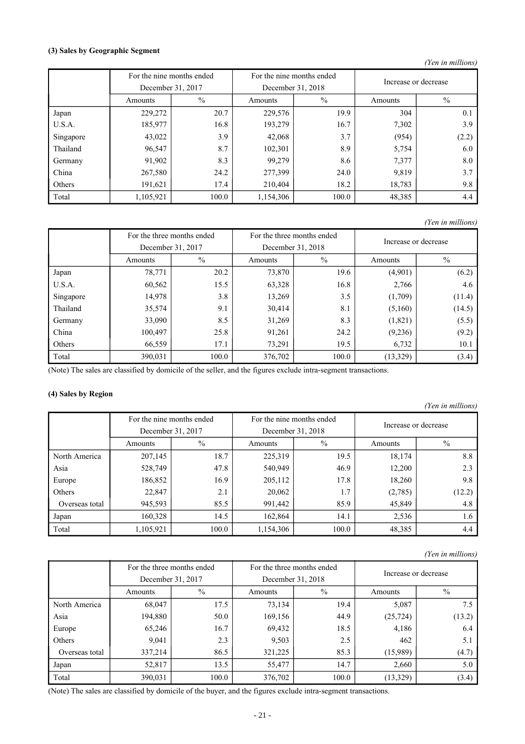### (3) Sales by Geographic Segment

*(Yen in millions)*

| | For the nine months ended December 31, 2017 | | For the nine months ended December 31, 2018 | | Increase or decrease | |
|---|---|---|---|---|---|---|
| | Amounts | % | Amounts | % | Amounts | % |
| Japan | 229,272 | 20.7 | 229,576 | 19.9 | 304 | 0.1 |
| U.S.A. | 185,977 | 16.8 | 193,279 | 16.7 | 7,302 | 3.9 |
| Singapore | 43,022 | 3.9 | 42,068 | 3.7 | (954) | (2.2) |
| Thailand | 96,547 | 8.7 | 102,301 | 8.9 | 5,754 | 6.0 |
| Germany | 91,902 | 8.3 | 99,279 | 8.6 | 7,377 | 8.0 |
| China | 267,580 | 24.2 | 277,399 | 24.0 | 9,819 | 3.7 |
| Others | 191,621 | 17.4 | 210,404 | 18.2 | 18,783 | 9.8 |
| Total | 1,105,921 | 100.0 | 1,154,306 | 100.0 | 48,385 | 4.4 |

*(Yen in millions)*

| | For the three months ended December 31, 2017 | | For the three months ended December 31, 2018 | | Increase or decrease | |
|---|---|---|---|---|---|---|
| | Amounts | % | Amounts | % | Amounts | % |
| Japan | 78,771 | 20.2 | 73,870 | 19.6 | (4,901) | (6.2) |
| U.S.A. | 60,562 | 15.5 | 63,328 | 16.8 | 2,766 | 4.6 |
| Singapore | 14,978 | 3.8 | 13,269 | 3.5 | (1,709) | (11.4) |
| Thailand | 35,574 | 9.1 | 30,414 | 8.1 | (5,160) | (14.5) |
| Germany | 33,090 | 8.5 | 31,269 | 8.3 | (1,821) | (5.5) |
| China | 100,497 | 25.8 | 91,261 | 24.2 | (9,236) | (9.2) |
| Others | 66,559 | 17.1 | 73,291 | 19.5 | 6,732 | 10.1 |
| Total | 390,031 | 100.0 | 376,702 | 100.0 | (13,329) | (3.4) |

(Note) The sales are classified by domicile of the seller, and the figures exclude intra-segment transactions.

### (4) Sales by Region

*(Yen in millions)*

| | For the nine months ended December 31, 2017 | | For the nine months ended December 31, 2018 | | Increase or decrease | |
|---|---|---|---|---|---|---|
| | Amounts | % | Amounts | % | Amounts | % |
| North America | 207,145 | 18.7 | 225,319 | 19.5 | 18,174 | 8.8 |
| Asia | 528,749 | 47.8 | 540,949 | 46.9 | 12,200 | 2.3 |
| Europe | 186,852 | 16.9 | 205,112 | 17.8 | 18,260 | 9.8 |
| Others | 22,847 | 2.1 | 20,062 | 1.7 | (2,785) | (12.2) |
| Overseas total | 945,593 | 85.5 | 991,442 | 85.9 | 45,849 | 4.8 |
| Japan | 160,328 | 14.5 | 162,864 | 14.1 | 2,536 | 1.6 |
| Total | 1,105,921 | 100.0 | 1,154,306 | 100.0 | 48,385 | 4.4 |

*(Yen in millions)*

| | For the three months ended December 31, 2017 | | For the three months ended December 31, 2018 | | Increase or decrease | |
|---|---|---|---|---|---|---|
| | Amounts | % | Amounts | % | Amounts | % |
| North America | 68,047 | 17.5 | 73,134 | 19.4 | 5,087 | 7.5 |
| Asia | 194,880 | 50.0 | 169,156 | 44.9 | (25,724) | (13.2) |
| Europe | 65,246 | 16.7 | 69,432 | 18.5 | 4,186 | 6.4 |
| Others | 9,041 | 2.3 | 9,503 | 2.5 | 462 | 5.1 |
| Overseas total | 337,214 | 86.5 | 321,225 | 85.3 | (15,989) | (4.7) |
| Japan | 52,817 | 13.5 | 55,477 | 14.7 | 2,660 | 5.0 |
| Total | 390,031 | 100.0 | 376,702 | 100.0 | (13,329) | (3.4) |

(Note) The sales are classified by domicile of the buyer, and the figures exclude intra-segment transactions.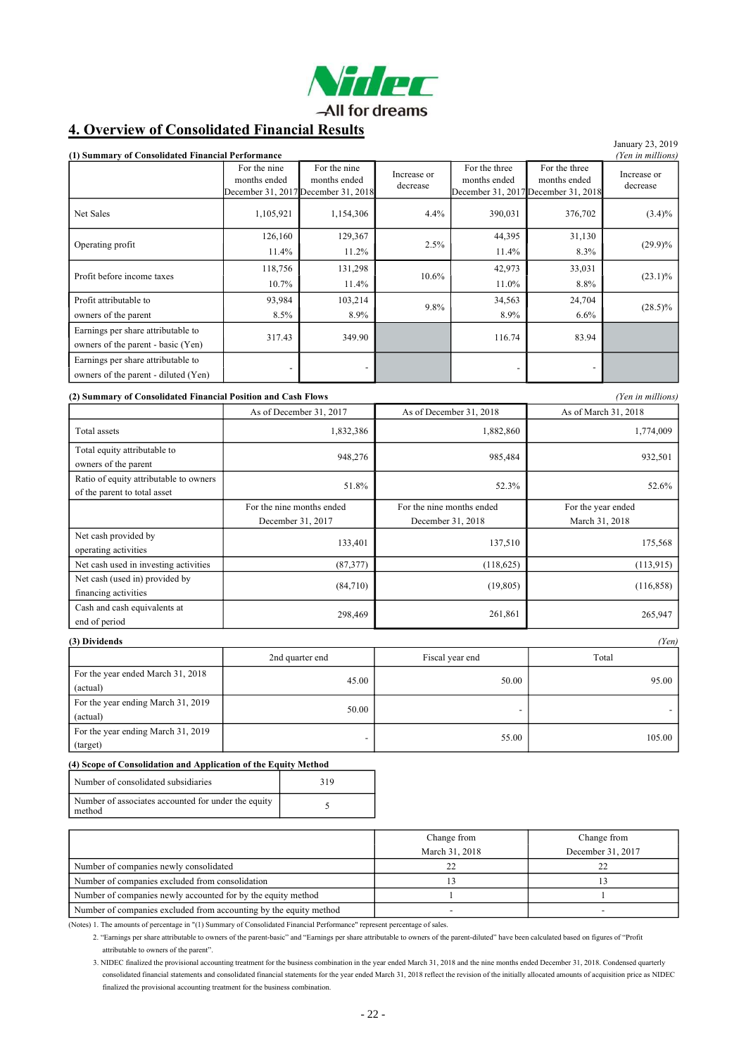Nidec

All for dreams

# 4. Overview of Consolidated Financial Results

January 23, 2019

### (1) Summary of Consolidated Financial Performance

*(Yen in millions)*

| | For the nine months ended December 31, 2017 | For the nine months ended December 31, 2018 | Increase or decrease | For the three months ended December 31, 2017 | For the three months ended December 31, 2018 | Increase or decrease |
|---|---|---|---|---|---|---|
| Net Sales | 1,105,921 | 1,154,306 | 4.4% | 390,031 | 376,702 | (3.4)% |
| Operating profit | 126,160<br>11.4% | 129,367<br>11.2% | 2.5% | 44,395<br>11.4% | 31,130<br>8.3% | (29.9)% |
| Profit before income taxes | 118,756<br>10.7% | 131,298<br>11.4% | 10.6% | 42,973<br>11.0% | 33,031<br>8.8% | (23.1)% |
| Profit attributable to owners of the parent | 93,984<br>8.5% | 103,214<br>8.9% | 9.8% | 34,563<br>8.9% | 24,704<br>6.6% | (28.5)% |
| Earnings per share attributable to owners of the parent - basic (Yen) | 317.43 | 349.90 | | 116.74 | 83.94 | |
| Earnings per share attributable to owners of the parent - diluted (Yen) | - | - | | - | - | |

### (2) Summary of Consolidated Financial Position and Cash Flows

*(Yen in millions)*

| | As of December 31, 2017 | As of December 31, 2018 | As of March 31, 2018 |
|---|---|---|---|
| Total assets | 1,832,386 | 1,882,860 | 1,774,009 |
| Total equity attributable to owners of the parent | 948,276 | 985,484 | 932,501 |
| Ratio of equity attributable to owners of the parent to total asset | 51.8% | 52.3% | 52.6% |
| | For the nine months ended December 31, 2017 | For the nine months ended December 31, 2018 | For the year ended March 31, 2018 |
| Net cash provided by operating activities | 133,401 | 137,510 | 175,568 |
| Net cash used in investing activities | (87,377) | (118,625) | (113,915) |
| Net cash (used in) provided by financing activities | (84,710) | (19,805) | (116,858) |
| Cash and cash equivalents at end of period | 298,469 | 261,861 | 265,947 |

### (3) Dividends

*(Yen)*

| | 2nd quarter end | Fiscal year end | Total |
|---|---|---|---|
| For the year ended March 31, 2018 (actual) | 45.00 | 50.00 | 95.00 |
| For the year ending March 31, 2019 (actual) | 50.00 | - | - |
| For the year ending March 31, 2019 (target) | - | 55.00 | 105.00 |

### (4) Scope of Consolidation and Application of the Equity Method

| | |
|---|---|
| Number of consolidated subsidiaries | 319 |
| Number of associates accounted for under the equity method | 5 |

| | Change from March 31, 2018 | Change from December 31, 2017 |
|---|---|---|
| Number of companies newly consolidated | 22 | 22 |
| Number of companies excluded from consolidation | 13 | 13 |
| Number of companies newly accounted for by the equity method | 1 | 1 |
| Number of companies excluded from accounting by the equity method | - | - |

(Notes) 1. The amounts of percentage in "(1) Summary of Consolidated Financial Performance" represent percentage of sales.

2. "Earnings per share attributable to owners of the parent-basic" and "Earnings per share attributable to owners of the parent-diluted" have been calculated based on figures of "Profit attributable to owners of the parent".

3. NIDEC finalized the provisional accounting treatment for the business combination in the year ended March 31, 2018 and the nine months ended December 31, 2018. Condensed quarterly consolidated financial statements and consolidated financial statements for the year ended March 31, 2018 reflect the revision of the initially allocated amounts of acquisition price as NIDEC finalized the provisional accounting treatment for the business combination.